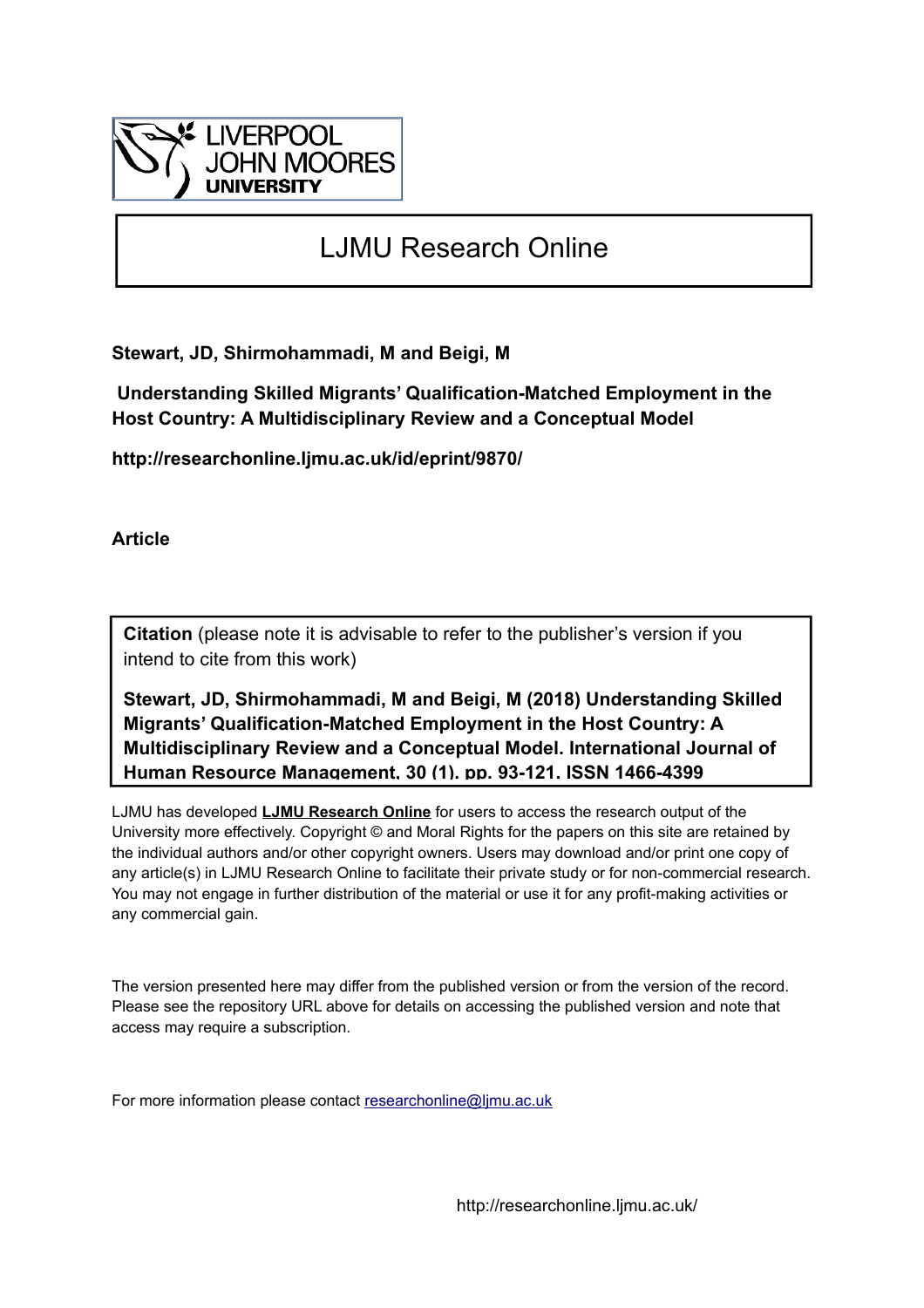LIVERPOOL JOHN MOORES UNIVERSITY

# LJMU Research Online

**Stewart, JD, Shirmohammadi, M and Beigi, M**

**Understanding Skilled Migrants' Qualification-Matched Employment in the Host Country: A Multidisciplinary Review and a Conceptual Model**

**http://researchonline.ljmu.ac.uk/id/eprint/9870/**

**Article**

**Citation** (please note it is advisable to refer to the publisher's version if you intend to cite from this work)

**Stewart, JD, Shirmohammadi, M and Beigi, M (2018) Understanding Skilled Migrants' Qualification-Matched Employment in the Host Country: A Multidisciplinary Review and a Conceptual Model. International Journal of Human Resource Management, 30 (1). pp. 93-121. ISSN 1466-4399**

LJMU has developed **LJMU Research Online** for users to access the research output of the University more effectively. Copyright © and Moral Rights for the papers on this site are retained by the individual authors and/or other copyright owners. Users may download and/or print one copy of any article(s) in LJMU Research Online to facilitate their private study or for non-commercial research. You may not engage in further distribution of the material or use it for any profit-making activities or any commercial gain.

The version presented here may differ from the published version or from the version of the record. Please see the repository URL above for details on accessing the published version and note that access may require a subscription.

For more information please contact researchonline@ljmu.ac.uk

http://researchonline.ljmu.ac.uk/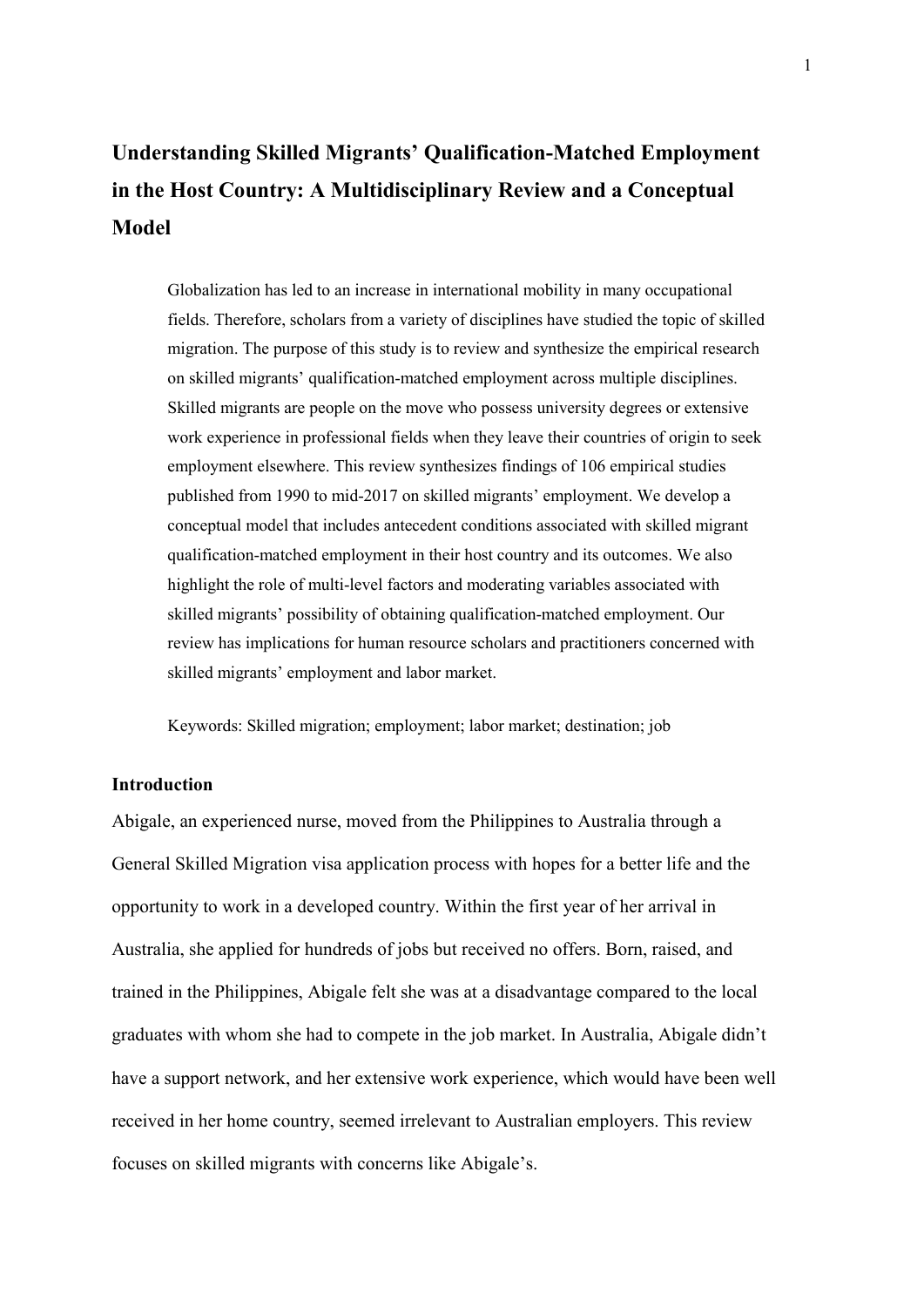# Understanding Skilled Migrants' Qualification-Matched Employment in the Host Country: A Multidisciplinary Review and a Conceptual Model

Globalization has led to an increase in international mobility in many occupational fields. Therefore, scholars from a variety of disciplines have studied the topic of skilled migration. The purpose of this study is to review and synthesize the empirical research on skilled migrants' qualification-matched employment across multiple disciplines. Skilled migrants are people on the move who possess university degrees or extensive work experience in professional fields when they leave their countries of origin to seek employment elsewhere. This review synthesizes findings of 106 empirical studies published from 1990 to mid-2017 on skilled migrants' employment. We develop a conceptual model that includes antecedent conditions associated with skilled migrant qualification-matched employment in their host country and its outcomes. We also highlight the role of multi-level factors and moderating variables associated with skilled migrants' possibility of obtaining qualification-matched employment. Our review has implications for human resource scholars and practitioners concerned with skilled migrants' employment and labor market.

Keywords: Skilled migration; employment; labor market; destination; job

## Introduction

Abigale, an experienced nurse, moved from the Philippines to Australia through a General Skilled Migration visa application process with hopes for a better life and the opportunity to work in a developed country. Within the first year of her arrival in Australia, she applied for hundreds of jobs but received no offers. Born, raised, and trained in the Philippines, Abigale felt she was at a disadvantage compared to the local graduates with whom she had to compete in the job market. In Australia, Abigale didn't have a support network, and her extensive work experience, which would have been well received in her home country, seemed irrelevant to Australian employers. This review focuses on skilled migrants with concerns like Abigale's.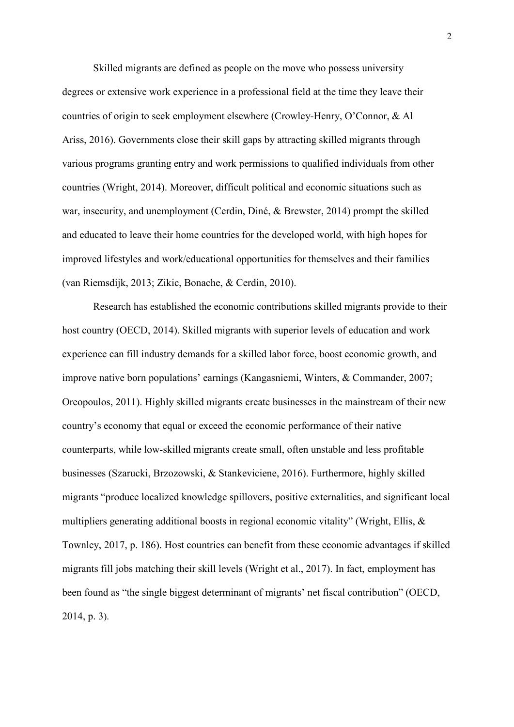Skilled migrants are defined as people on the move who possess university degrees or extensive work experience in a professional field at the time they leave their countries of origin to seek employment elsewhere (Crowley-Henry, O'Connor, & Al Ariss, 2016). Governments close their skill gaps by attracting skilled migrants through various programs granting entry and work permissions to qualified individuals from other countries (Wright, 2014). Moreover, difficult political and economic situations such as war, insecurity, and unemployment (Cerdin, Diné, & Brewster, 2014) prompt the skilled and educated to leave their home countries for the developed world, with high hopes for improved lifestyles and work/educational opportunities for themselves and their families (van Riemsdijk, 2013; Zikic, Bonache, & Cerdin, 2010).

Research has established the economic contributions skilled migrants provide to their host country (OECD, 2014). Skilled migrants with superior levels of education and work experience can fill industry demands for a skilled labor force, boost economic growth, and improve native born populations' earnings (Kangasniemi, Winters, & Commander, 2007; Oreopoulos, 2011). Highly skilled migrants create businesses in the mainstream of their new country's economy that equal or exceed the economic performance of their native counterparts, while low-skilled migrants create small, often unstable and less profitable businesses (Szarucki, Brzozowski, & Stankeviciene, 2016). Furthermore, highly skilled migrants "produce localized knowledge spillovers, positive externalities, and significant local multipliers generating additional boosts in regional economic vitality" (Wright, Ellis, & Townley, 2017, p. 186). Host countries can benefit from these economic advantages if skilled migrants fill jobs matching their skill levels (Wright et al., 2017). In fact, employment has been found as "the single biggest determinant of migrants' net fiscal contribution" (OECD, 2014, p. 3).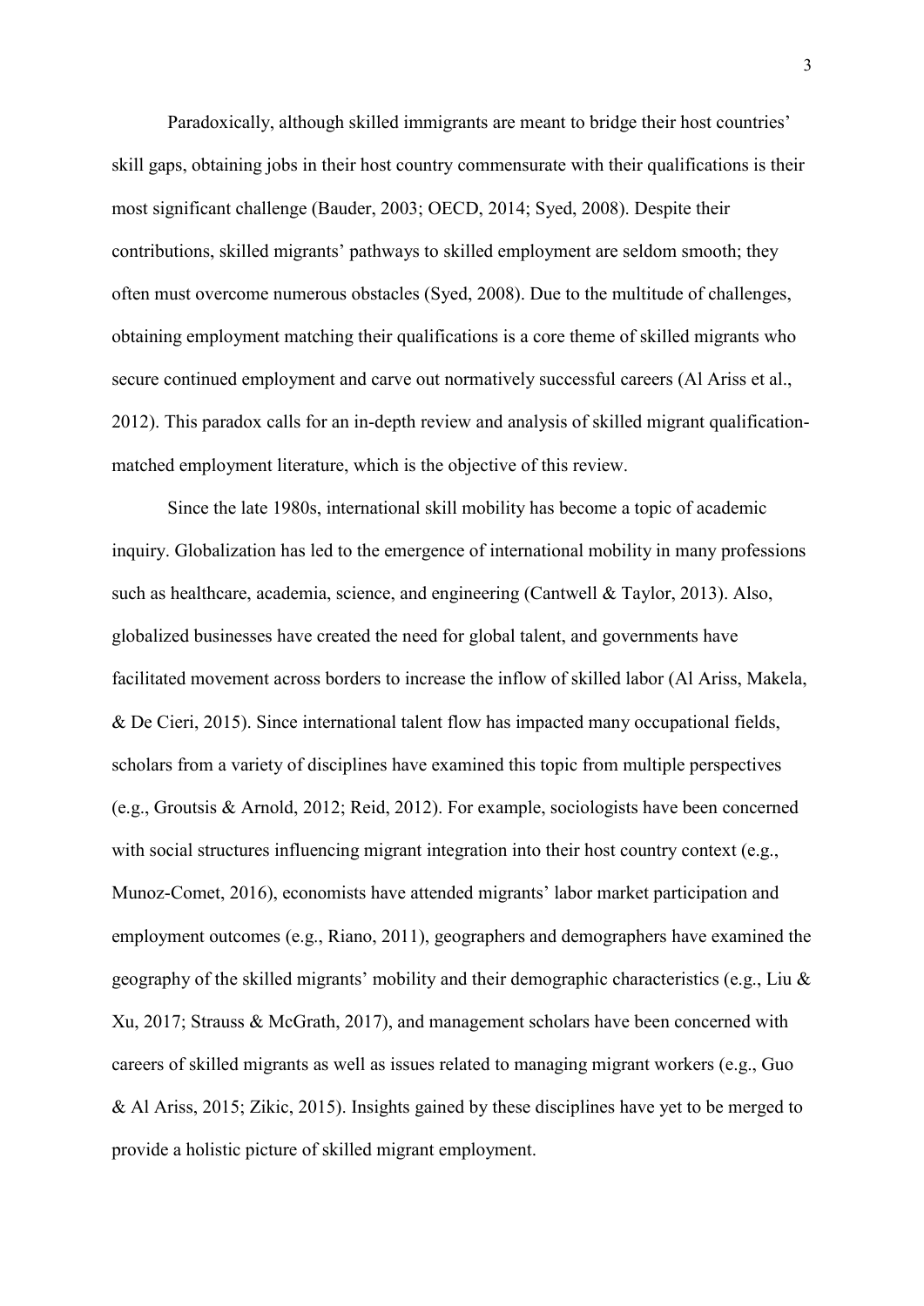Paradoxically, although skilled immigrants are meant to bridge their host countries' skill gaps, obtaining jobs in their host country commensurate with their qualifications is their most significant challenge (Bauder, 2003; OECD, 2014; Syed, 2008). Despite their contributions, skilled migrants' pathways to skilled employment are seldom smooth; they often must overcome numerous obstacles (Syed, 2008). Due to the multitude of challenges, obtaining employment matching their qualifications is a core theme of skilled migrants who secure continued employment and carve out normatively successful careers (Al Ariss et al., 2012). This paradox calls for an in-depth review and analysis of skilled migrant qualification-matched employment literature, which is the objective of this review.

Since the late 1980s, international skill mobility has become a topic of academic inquiry. Globalization has led to the emergence of international mobility in many professions such as healthcare, academia, science, and engineering (Cantwell & Taylor, 2013). Also, globalized businesses have created the need for global talent, and governments have facilitated movement across borders to increase the inflow of skilled labor (Al Ariss, Makela, & De Cieri, 2015). Since international talent flow has impacted many occupational fields, scholars from a variety of disciplines have examined this topic from multiple perspectives (e.g., Groutsis & Arnold, 2012; Reid, 2012). For example, sociologists have been concerned with social structures influencing migrant integration into their host country context (e.g., Munoz-Comet, 2016), economists have attended migrants' labor market participation and employment outcomes (e.g., Riano, 2011), geographers and demographers have examined the geography of the skilled migrants' mobility and their demographic characteristics (e.g., Liu & Xu, 2017; Strauss & McGrath, 2017), and management scholars have been concerned with careers of skilled migrants as well as issues related to managing migrant workers (e.g., Guo & Al Ariss, 2015; Zikic, 2015). Insights gained by these disciplines have yet to be merged to provide a holistic picture of skilled migrant employment.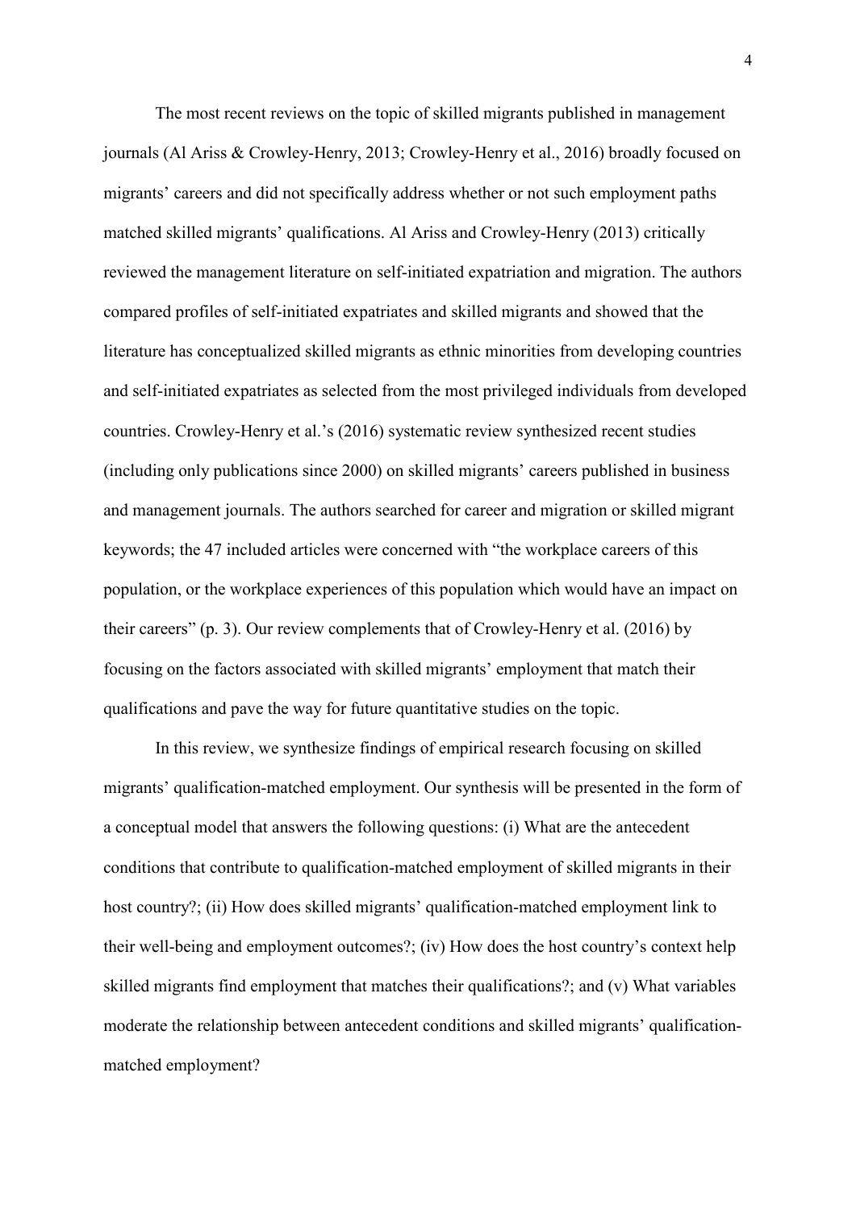The most recent reviews on the topic of skilled migrants published in management journals (Al Ariss & Crowley-Henry, 2013; Crowley-Henry et al., 2016) broadly focused on migrants' careers and did not specifically address whether or not such employment paths matched skilled migrants' qualifications. Al Ariss and Crowley-Henry (2013) critically reviewed the management literature on self-initiated expatriation and migration. The authors compared profiles of self-initiated expatriates and skilled migrants and showed that the literature has conceptualized skilled migrants as ethnic minorities from developing countries and self-initiated expatriates as selected from the most privileged individuals from developed countries. Crowley-Henry et al.'s (2016) systematic review synthesized recent studies (including only publications since 2000) on skilled migrants' careers published in business and management journals. The authors searched for career and migration or skilled migrant keywords; the 47 included articles were concerned with "the workplace careers of this population, or the workplace experiences of this population which would have an impact on their careers" (p. 3). Our review complements that of Crowley-Henry et al. (2016) by focusing on the factors associated with skilled migrants' employment that match their qualifications and pave the way for future quantitative studies on the topic.

In this review, we synthesize findings of empirical research focusing on skilled migrants' qualification-matched employment. Our synthesis will be presented in the form of a conceptual model that answers the following questions: (i) What are the antecedent conditions that contribute to qualification-matched employment of skilled migrants in their host country?; (ii) How does skilled migrants' qualification-matched employment link to their well-being and employment outcomes?; (iv) How does the host country's context help skilled migrants find employment that matches their qualifications?; and (v) What variables moderate the relationship between antecedent conditions and skilled migrants' qualification-matched employment?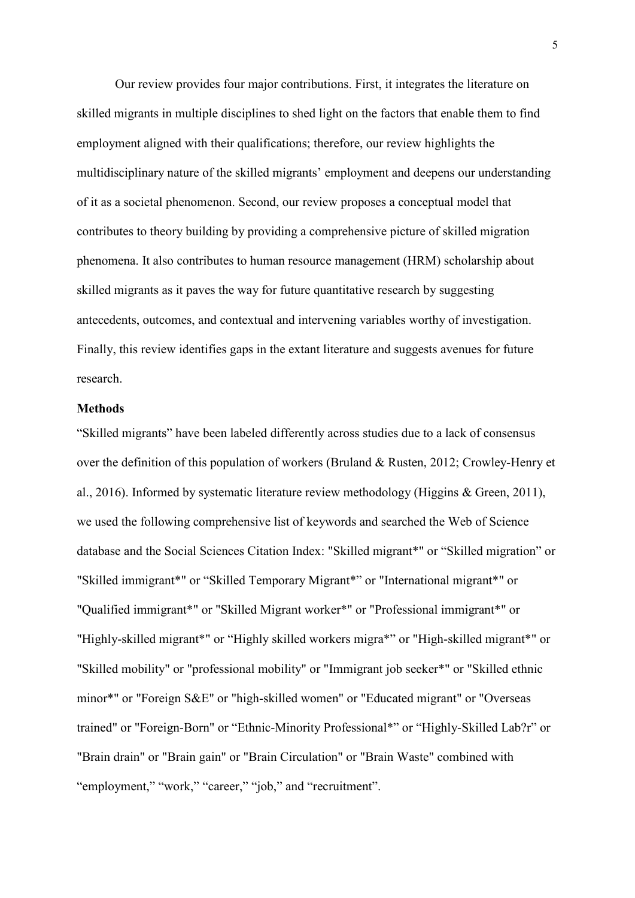Our review provides four major contributions. First, it integrates the literature on skilled migrants in multiple disciplines to shed light on the factors that enable them to find employment aligned with their qualifications; therefore, our review highlights the multidisciplinary nature of the skilled migrants' employment and deepens our understanding of it as a societal phenomenon. Second, our review proposes a conceptual model that contributes to theory building by providing a comprehensive picture of skilled migration phenomena. It also contributes to human resource management (HRM) scholarship about skilled migrants as it paves the way for future quantitative research by suggesting antecedents, outcomes, and contextual and intervening variables worthy of investigation. Finally, this review identifies gaps in the extant literature and suggests avenues for future research.

**Methods**

"Skilled migrants" have been labeled differently across studies due to a lack of consensus over the definition of this population of workers (Bruland & Rusten, 2012; Crowley-Henry et al., 2016). Informed by systematic literature review methodology (Higgins & Green, 2011), we used the following comprehensive list of keywords and searched the Web of Science database and the Social Sciences Citation Index: "Skilled migrant*" or "Skilled migration" or "Skilled immigrant*" or "Skilled Temporary Migrant*" or "International migrant*" or "Qualified immigrant*" or "Skilled Migrant worker*" or "Professional immigrant*" or "Highly-skilled migrant*" or "Highly skilled workers migra*" or "High-skilled migrant*" or "Skilled mobility" or "professional mobility" or "Immigrant job seeker*" or "Skilled ethnic minor*" or "Foreign S&E" or "high-skilled women" or "Educated migrant" or "Overseas trained" or "Foreign-Born" or "Ethnic-Minority Professional*" or "Highly-Skilled Lab?r" or "Brain drain" or "Brain gain" or "Brain Circulation" or "Brain Waste" combined with "employment," "work," "career," "job," and "recruitment".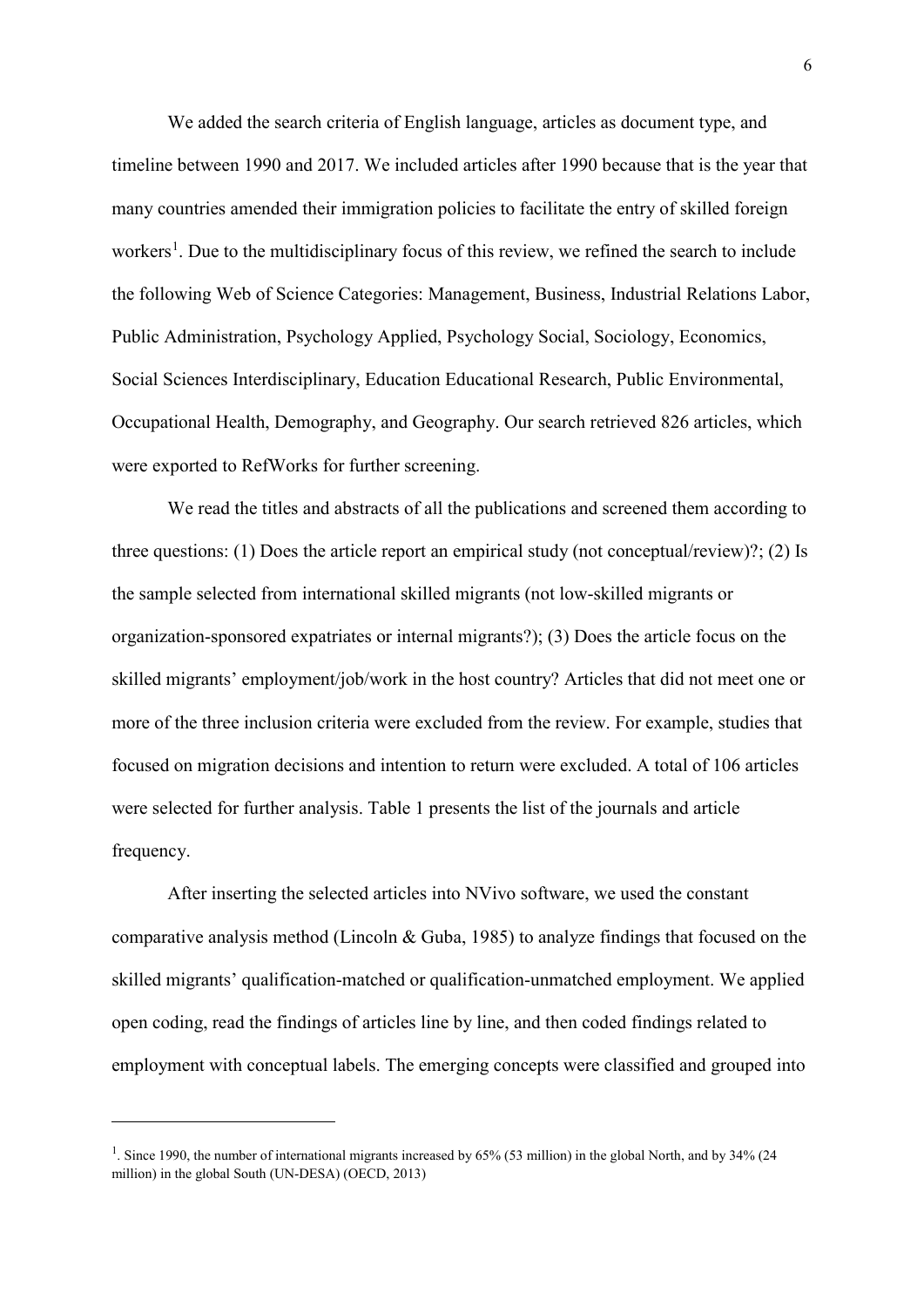We added the search criteria of English language, articles as document type, and timeline between 1990 and 2017. We included articles after 1990 because that is the year that many countries amended their immigration policies to facilitate the entry of skilled foreign workers[1]. Due to the multidisciplinary focus of this review, we refined the search to include the following Web of Science Categories: Management, Business, Industrial Relations Labor, Public Administration, Psychology Applied, Psychology Social, Sociology, Economics, Social Sciences Interdisciplinary, Education Educational Research, Public Environmental, Occupational Health, Demography, and Geography. Our search retrieved 826 articles, which were exported to RefWorks for further screening.

We read the titles and abstracts of all the publications and screened them according to three questions: (1) Does the article report an empirical study (not conceptual/review)?; (2) Is the sample selected from international skilled migrants (not low-skilled migrants or organization-sponsored expatriates or internal migrants?); (3) Does the article focus on the skilled migrants' employment/job/work in the host country? Articles that did not meet one or more of the three inclusion criteria were excluded from the review. For example, studies that focused on migration decisions and intention to return were excluded. A total of 106 articles were selected for further analysis. Table 1 presents the list of the journals and article frequency.

After inserting the selected articles into NVivo software, we used the constant comparative analysis method (Lincoln & Guba, 1985) to analyze findings that focused on the skilled migrants' qualification-matched or qualification-unmatched employment. We applied open coding, read the findings of articles line by line, and then coded findings related to employment with conceptual labels. The emerging concepts were classified and grouped into

---

[1]. Since 1990, the number of international migrants increased by 65% (53 million) in the global North, and by 34% (24 million) in the global South (UN-DESA) (OECD, 2013)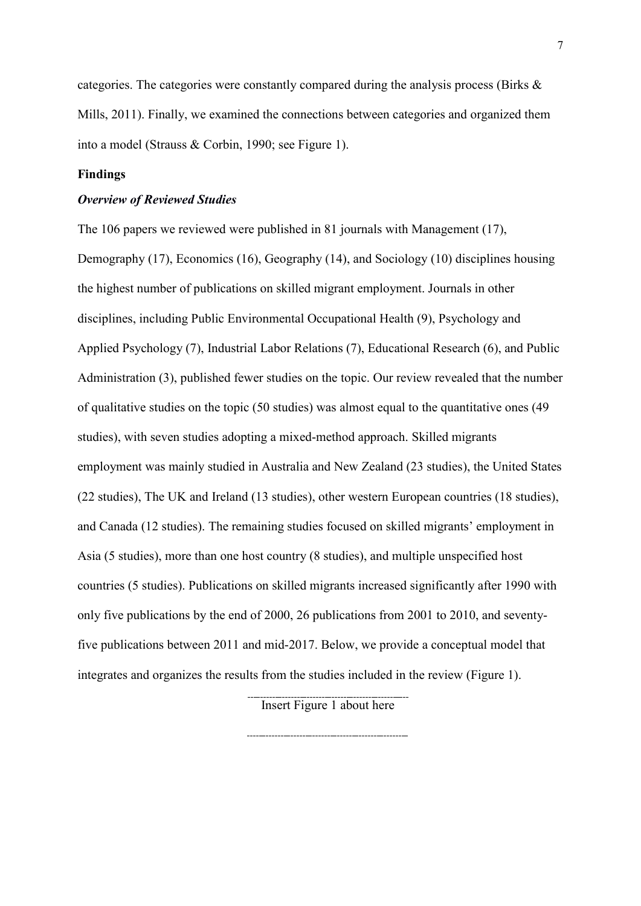categories. The categories were constantly compared during the analysis process (Birks & Mills, 2011). Finally, we examined the connections between categories and organized them into a model (Strauss & Corbin, 1990; see Figure 1).

## Findings

### *Overview of Reviewed Studies*

The 106 papers we reviewed were published in 81 journals with Management (17), Demography (17), Economics (16), Geography (14), and Sociology (10) disciplines housing the highest number of publications on skilled migrant employment. Journals in other disciplines, including Public Environmental Occupational Health (9), Psychology and Applied Psychology (7), Industrial Labor Relations (7), Educational Research (6), and Public Administration (3), published fewer studies on the topic. Our review revealed that the number of qualitative studies on the topic (50 studies) was almost equal to the quantitative ones (49 studies), with seven studies adopting a mixed-method approach. Skilled migrants employment was mainly studied in Australia and New Zealand (23 studies), the United States (22 studies), The UK and Ireland (13 studies), other western European countries (18 studies), and Canada (12 studies). The remaining studies focused on skilled migrants' employment in Asia (5 studies), more than one host country (8 studies), and multiple unspecified host countries (5 studies). Publications on skilled migrants increased significantly after 1990 with only five publications by the end of 2000, 26 publications from 2001 to 2010, and seventy-five publications between 2011 and mid-2017. Below, we provide a conceptual model that integrates and organizes the results from the studies included in the review (Figure 1).

Insert Figure 1 about here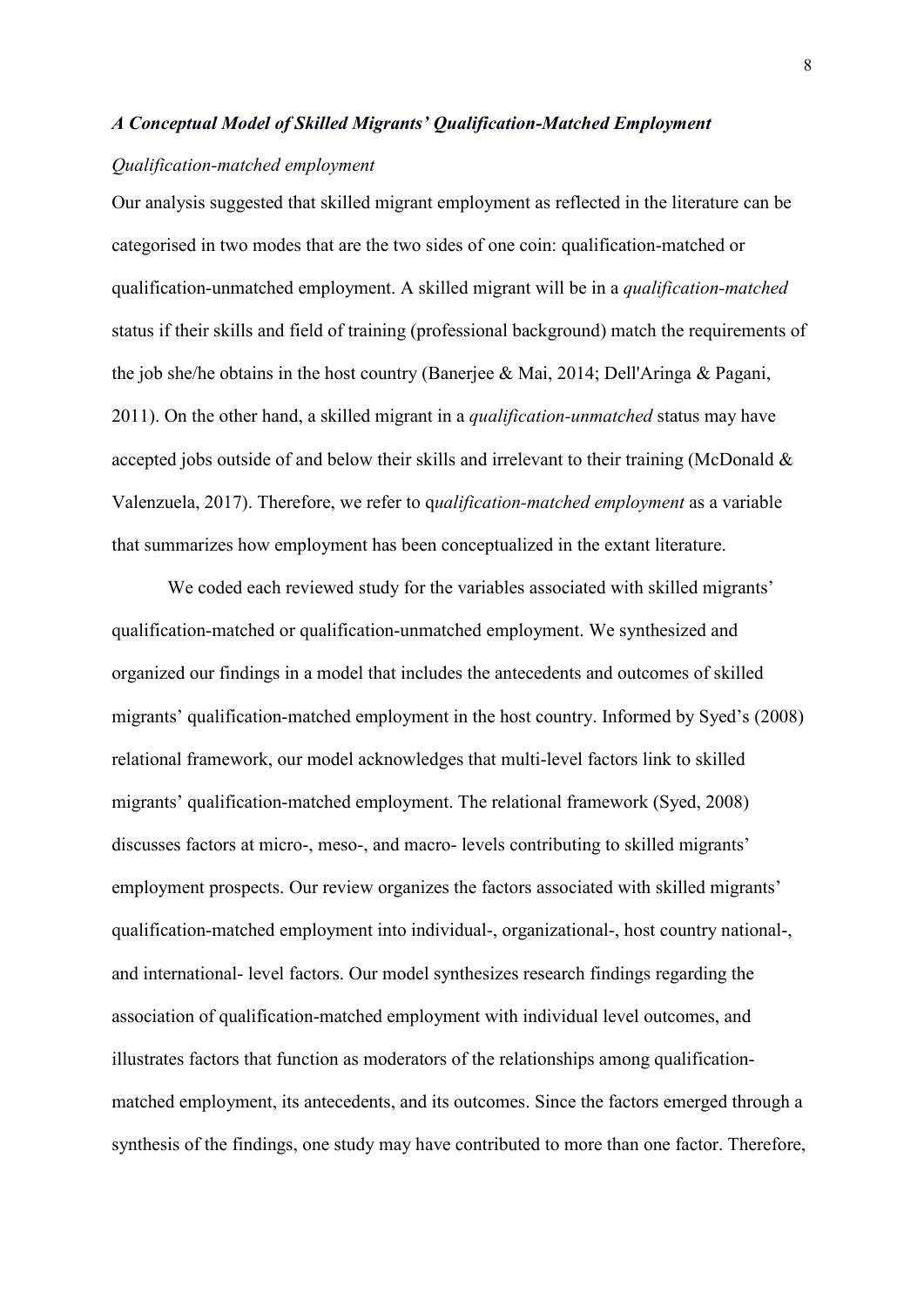### *A Conceptual Model of Skilled Migrants' Qualification-Matched Employment*

*Qualification-matched employment*

Our analysis suggested that skilled migrant employment as reflected in the literature can be categorised in two modes that are the two sides of one coin: qualification-matched or qualification-unmatched employment. A skilled migrant will be in a *qualification-matched* status if their skills and field of training (professional background) match the requirements of the job she/he obtains in the host country (Banerjee & Mai, 2014; Dell'Aringa & Pagani, 2011). On the other hand, a skilled migrant in a *qualification-unmatched* status may have accepted jobs outside of and below their skills and irrelevant to their training (McDonald & Valenzuela, 2017). Therefore, we refer to q*ualification-matched employment* as a variable that summarizes how employment has been conceptualized in the extant literature.

We coded each reviewed study for the variables associated with skilled migrants' qualification-matched or qualification-unmatched employment. We synthesized and organized our findings in a model that includes the antecedents and outcomes of skilled migrants' qualification-matched employment in the host country. Informed by Syed's (2008) relational framework, our model acknowledges that multi-level factors link to skilled migrants' qualification-matched employment. The relational framework (Syed, 2008) discusses factors at micro-, meso-, and macro- levels contributing to skilled migrants' employment prospects. Our review organizes the factors associated with skilled migrants' qualification-matched employment into individual-, organizational-, host country national-, and international- level factors. Our model synthesizes research findings regarding the association of qualification-matched employment with individual level outcomes, and illustrates factors that function as moderators of the relationships among qualification-matched employment, its antecedents, and its outcomes. Since the factors emerged through a synthesis of the findings, one study may have contributed to more than one factor. Therefore,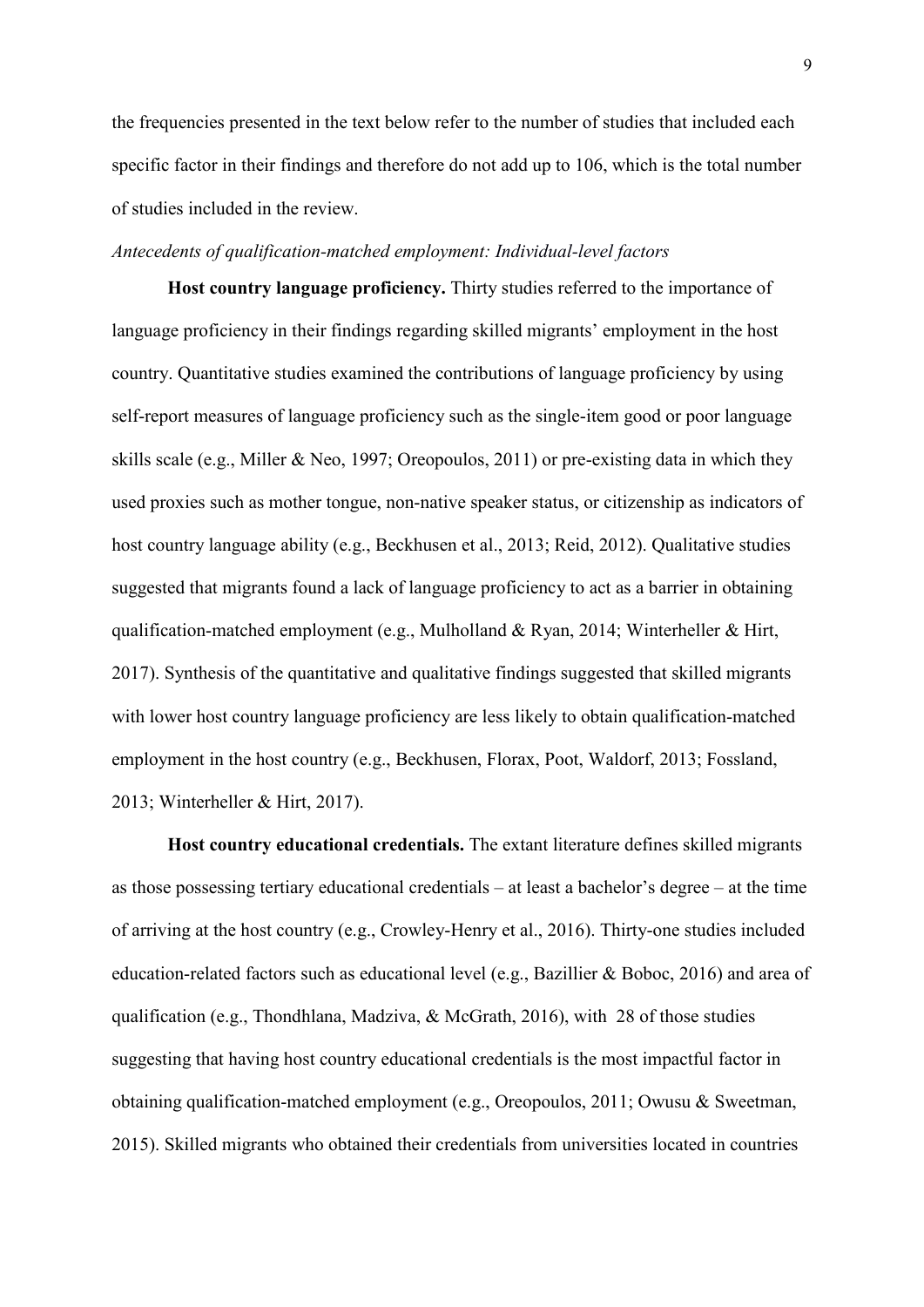the frequencies presented in the text below refer to the number of studies that included each specific factor in their findings and therefore do not add up to 106, which is the total number of studies included in the review.

*Antecedents of qualification-matched employment: Individual-level factors*

**Host country language proficiency.** Thirty studies referred to the importance of language proficiency in their findings regarding skilled migrants' employment in the host country. Quantitative studies examined the contributions of language proficiency by using self-report measures of language proficiency such as the single-item good or poor language skills scale (e.g., Miller & Neo, 1997; Oreopoulos, 2011) or pre-existing data in which they used proxies such as mother tongue, non-native speaker status, or citizenship as indicators of host country language ability (e.g., Beckhusen et al., 2013; Reid, 2012). Qualitative studies suggested that migrants found a lack of language proficiency to act as a barrier in obtaining qualification-matched employment (e.g., Mulholland & Ryan, 2014; Winterheller & Hirt, 2017). Synthesis of the quantitative and qualitative findings suggested that skilled migrants with lower host country language proficiency are less likely to obtain qualification-matched employment in the host country (e.g., Beckhusen, Florax, Poot, Waldorf, 2013; Fossland, 2013; Winterheller & Hirt, 2017).

**Host country educational credentials.** The extant literature defines skilled migrants as those possessing tertiary educational credentials – at least a bachelor's degree – at the time of arriving at the host country (e.g., Crowley-Henry et al., 2016). Thirty-one studies included education-related factors such as educational level (e.g., Bazillier & Boboc, 2016) and area of qualification (e.g., Thondhlana, Madziva, & McGrath, 2016), with 28 of those studies suggesting that having host country educational credentials is the most impactful factor in obtaining qualification-matched employment (e.g., Oreopoulos, 2011; Owusu & Sweetman, 2015). Skilled migrants who obtained their credentials from universities located in countries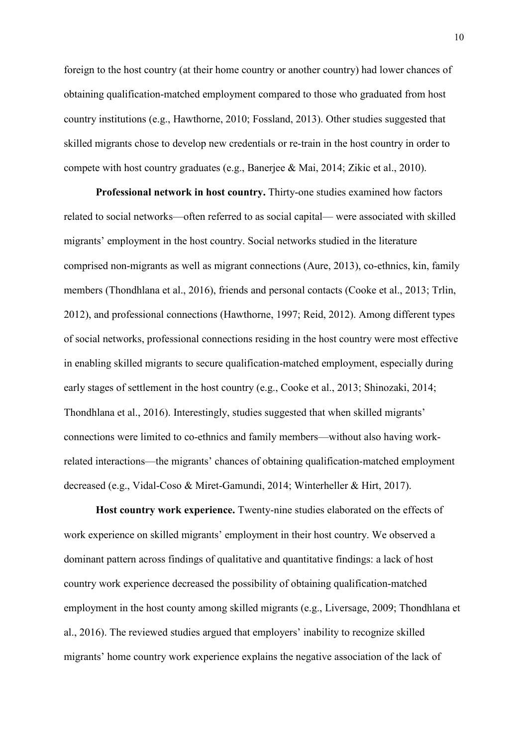foreign to the host country (at their home country or another country) had lower chances of obtaining qualification-matched employment compared to those who graduated from host country institutions (e.g., Hawthorne, 2010; Fossland, 2013). Other studies suggested that skilled migrants chose to develop new credentials or re-train in the host country in order to compete with host country graduates (e.g., Banerjee & Mai, 2014; Zikic et al., 2010).

**Professional network in host country.** Thirty-one studies examined how factors related to social networks—often referred to as social capital— were associated with skilled migrants' employment in the host country. Social networks studied in the literature comprised non-migrants as well as migrant connections (Aure, 2013), co-ethnics, kin, family members (Thondhlana et al., 2016), friends and personal contacts (Cooke et al., 2013; Trlin, 2012), and professional connections (Hawthorne, 1997; Reid, 2012). Among different types of social networks, professional connections residing in the host country were most effective in enabling skilled migrants to secure qualification-matched employment, especially during early stages of settlement in the host country (e.g., Cooke et al., 2013; Shinozaki, 2014; Thondhlana et al., 2016). Interestingly, studies suggested that when skilled migrants' connections were limited to co-ethnics and family members—without also having work-related interactions—the migrants' chances of obtaining qualification-matched employment decreased (e.g., Vidal-Coso & Miret-Gamundi, 2014; Winterheller & Hirt, 2017).

**Host country work experience.** Twenty-nine studies elaborated on the effects of work experience on skilled migrants' employment in their host country. We observed a dominant pattern across findings of qualitative and quantitative findings: a lack of host country work experience decreased the possibility of obtaining qualification-matched employment in the host county among skilled migrants (e.g., Liversage, 2009; Thondhlana et al., 2016). The reviewed studies argued that employers' inability to recognize skilled migrants' home country work experience explains the negative association of the lack of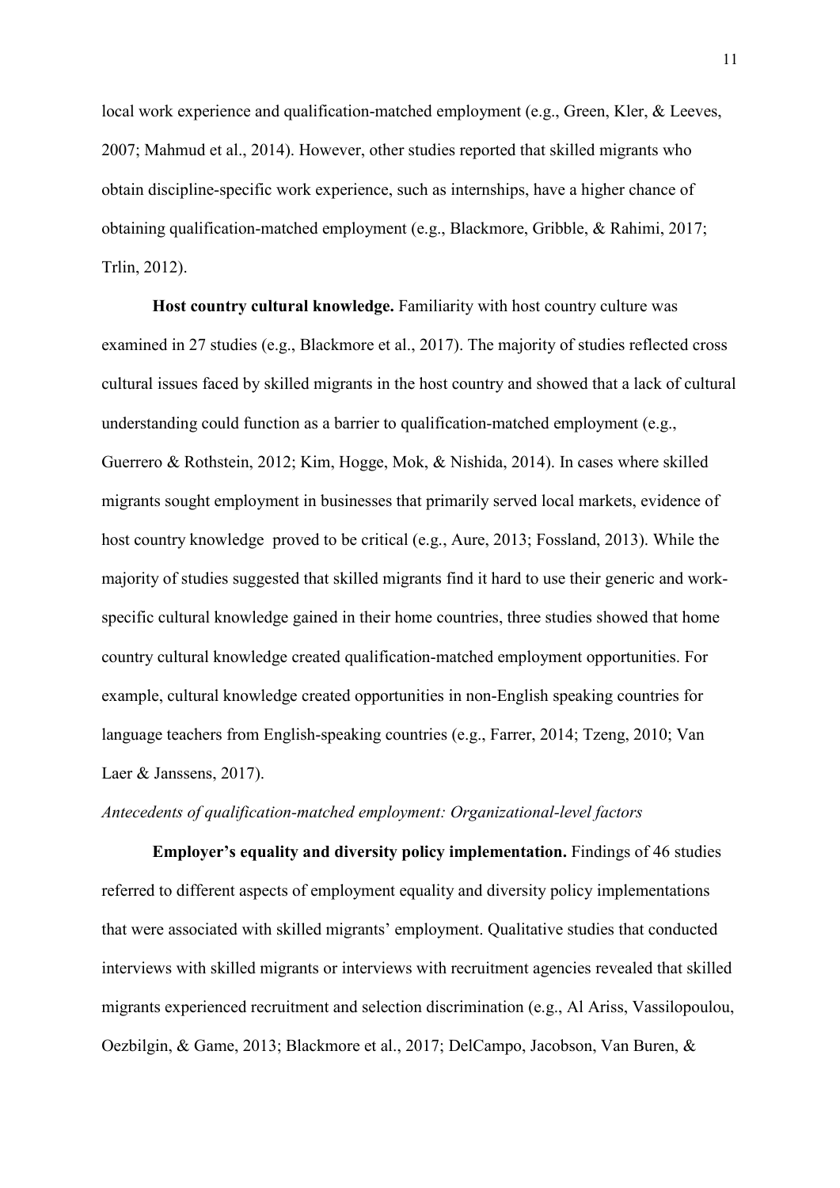local work experience and qualification-matched employment (e.g., Green, Kler, & Leeves, 2007; Mahmud et al., 2014). However, other studies reported that skilled migrants who obtain discipline-specific work experience, such as internships, have a higher chance of obtaining qualification-matched employment (e.g., Blackmore, Gribble, & Rahimi, 2017; Trlin, 2012).

**Host country cultural knowledge.** Familiarity with host country culture was examined in 27 studies (e.g., Blackmore et al., 2017). The majority of studies reflected cross cultural issues faced by skilled migrants in the host country and showed that a lack of cultural understanding could function as a barrier to qualification-matched employment (e.g., Guerrero & Rothstein, 2012; Kim, Hogge, Mok, & Nishida, 2014). In cases where skilled migrants sought employment in businesses that primarily served local markets, evidence of host country knowledge proved to be critical (e.g., Aure, 2013; Fossland, 2013). While the majority of studies suggested that skilled migrants find it hard to use their generic and work-specific cultural knowledge gained in their home countries, three studies showed that home country cultural knowledge created qualification-matched employment opportunities. For example, cultural knowledge created opportunities in non-English speaking countries for language teachers from English-speaking countries (e.g., Farrer, 2014; Tzeng, 2010; Van Laer & Janssens, 2017).

*Antecedents of qualification-matched employment: Organizational-level factors*

**Employer's equality and diversity policy implementation.** Findings of 46 studies referred to different aspects of employment equality and diversity policy implementations that were associated with skilled migrants' employment. Qualitative studies that conducted interviews with skilled migrants or interviews with recruitment agencies revealed that skilled migrants experienced recruitment and selection discrimination (e.g., Al Ariss, Vassilopoulou, Oezbilgin, & Game, 2013; Blackmore et al., 2017; DelCampo, Jacobson, Van Buren, &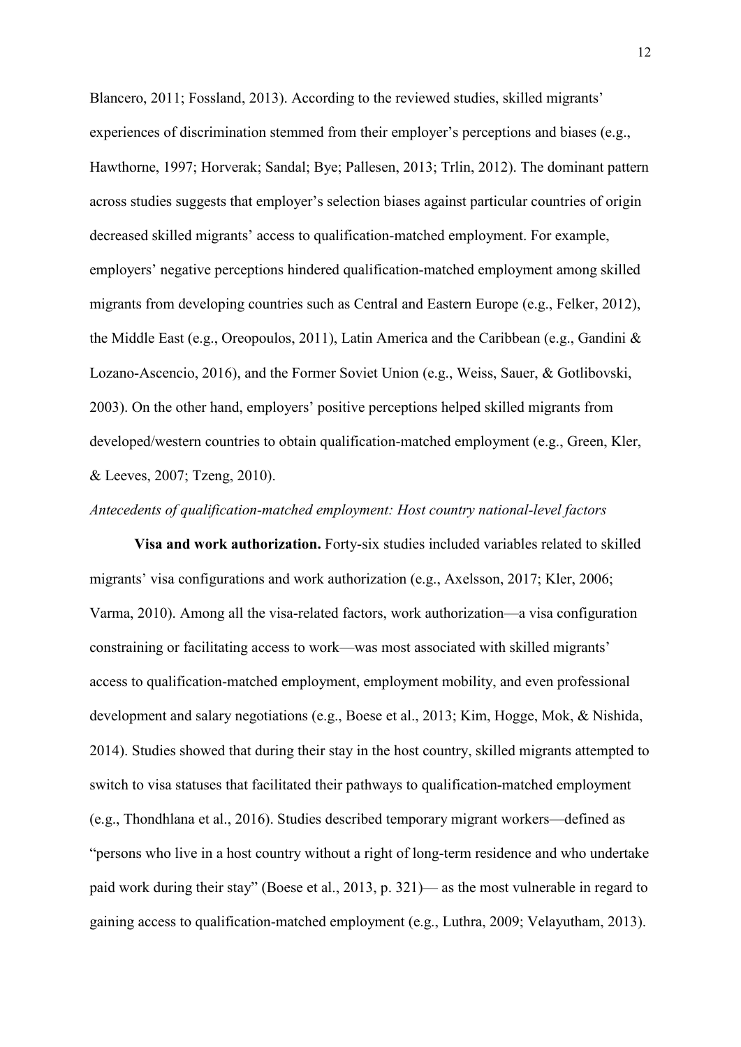Blancero, 2011; Fossland, 2013). According to the reviewed studies, skilled migrants' experiences of discrimination stemmed from their employer's perceptions and biases (e.g., Hawthorne, 1997; Horverak; Sandal; Bye; Pallesen, 2013; Trlin, 2012). The dominant pattern across studies suggests that employer's selection biases against particular countries of origin decreased skilled migrants' access to qualification-matched employment. For example, employers' negative perceptions hindered qualification-matched employment among skilled migrants from developing countries such as Central and Eastern Europe (e.g., Felker, 2012), the Middle East (e.g., Oreopoulos, 2011), Latin America and the Caribbean (e.g., Gandini & Lozano-Ascencio, 2016), and the Former Soviet Union (e.g., Weiss, Sauer, & Gotlibovski, 2003). On the other hand, employers' positive perceptions helped skilled migrants from developed/western countries to obtain qualification-matched employment (e.g., Green, Kler, & Leeves, 2007; Tzeng, 2010).

*Antecedents of qualification-matched employment: Host country national-level factors*

**Visa and work authorization.** Forty-six studies included variables related to skilled migrants' visa configurations and work authorization (e.g., Axelsson, 2017; Kler, 2006; Varma, 2010). Among all the visa-related factors, work authorization—a visa configuration constraining or facilitating access to work—was most associated with skilled migrants' access to qualification-matched employment, employment mobility, and even professional development and salary negotiations (e.g., Boese et al., 2013; Kim, Hogge, Mok, & Nishida, 2014). Studies showed that during their stay in the host country, skilled migrants attempted to switch to visa statuses that facilitated their pathways to qualification-matched employment (e.g., Thondhlana et al., 2016). Studies described temporary migrant workers—defined as "persons who live in a host country without a right of long-term residence and who undertake paid work during their stay" (Boese et al., 2013, p. 321)— as the most vulnerable in regard to gaining access to qualification-matched employment (e.g., Luthra, 2009; Velayutham, 2013).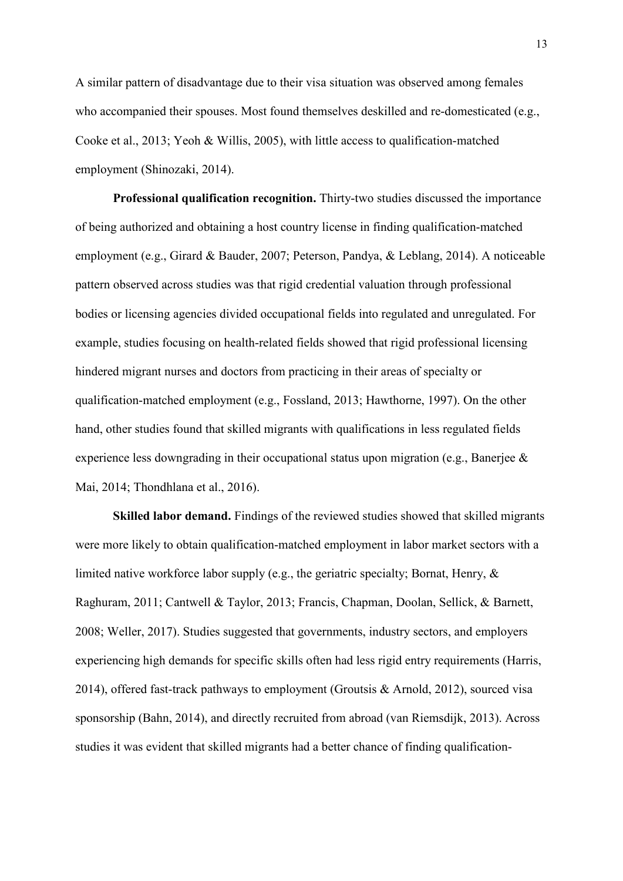A similar pattern of disadvantage due to their visa situation was observed among females who accompanied their spouses. Most found themselves deskilled and re-domesticated (e.g., Cooke et al., 2013; Yeoh & Willis, 2005), with little access to qualification-matched employment (Shinozaki, 2014).

**Professional qualification recognition.** Thirty-two studies discussed the importance of being authorized and obtaining a host country license in finding qualification-matched employment (e.g., Girard & Bauder, 2007; Peterson, Pandya, & Leblang, 2014). A noticeable pattern observed across studies was that rigid credential valuation through professional bodies or licensing agencies divided occupational fields into regulated and unregulated. For example, studies focusing on health-related fields showed that rigid professional licensing hindered migrant nurses and doctors from practicing in their areas of specialty or qualification-matched employment (e.g., Fossland, 2013; Hawthorne, 1997). On the other hand, other studies found that skilled migrants with qualifications in less regulated fields experience less downgrading in their occupational status upon migration (e.g., Banerjee & Mai, 2014; Thondhlana et al., 2016).

**Skilled labor demand.** Findings of the reviewed studies showed that skilled migrants were more likely to obtain qualification-matched employment in labor market sectors with a limited native workforce labor supply (e.g., the geriatric specialty; Bornat, Henry, & Raghuram, 2011; Cantwell & Taylor, 2013; Francis, Chapman, Doolan, Sellick, & Barnett, 2008; Weller, 2017). Studies suggested that governments, industry sectors, and employers experiencing high demands for specific skills often had less rigid entry requirements (Harris, 2014), offered fast-track pathways to employment (Groutsis & Arnold, 2012), sourced visa sponsorship (Bahn, 2014), and directly recruited from abroad (van Riemsdijk, 2013). Across studies it was evident that skilled migrants had a better chance of finding qualification-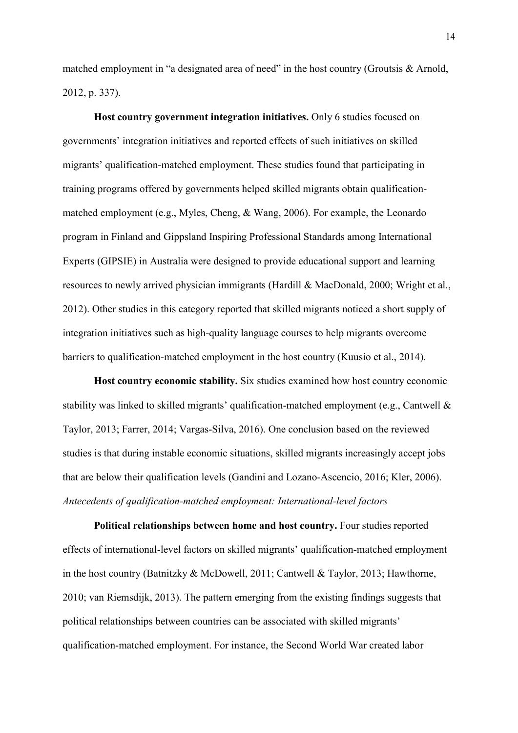matched employment in "a designated area of need" in the host country (Groutsis & Arnold, 2012, p. 337).

**Host country government integration initiatives.** Only 6 studies focused on governments' integration initiatives and reported effects of such initiatives on skilled migrants' qualification-matched employment. These studies found that participating in training programs offered by governments helped skilled migrants obtain qualification-matched employment (e.g., Myles, Cheng, & Wang, 2006). For example, the Leonardo program in Finland and Gippsland Inspiring Professional Standards among International Experts (GIPSIE) in Australia were designed to provide educational support and learning resources to newly arrived physician immigrants (Hardill & MacDonald, 2000; Wright et al., 2012). Other studies in this category reported that skilled migrants noticed a short supply of integration initiatives such as high-quality language courses to help migrants overcome barriers to qualification-matched employment in the host country (Kuusio et al., 2014).

**Host country economic stability.** Six studies examined how host country economic stability was linked to skilled migrants' qualification-matched employment (e.g., Cantwell & Taylor, 2013; Farrer, 2014; Vargas-Silva, 2016). One conclusion based on the reviewed studies is that during instable economic situations, skilled migrants increasingly accept jobs that are below their qualification levels (Gandini and Lozano-Ascencio, 2016; Kler, 2006).

*Antecedents of qualification-matched employment: International-level factors*

**Political relationships between home and host country.** Four studies reported effects of international-level factors on skilled migrants' qualification-matched employment in the host country (Batnitzky & McDowell, 2011; Cantwell & Taylor, 2013; Hawthorne, 2010; van Riemsdijk, 2013). The pattern emerging from the existing findings suggests that political relationships between countries can be associated with skilled migrants' qualification-matched employment. For instance, the Second World War created labor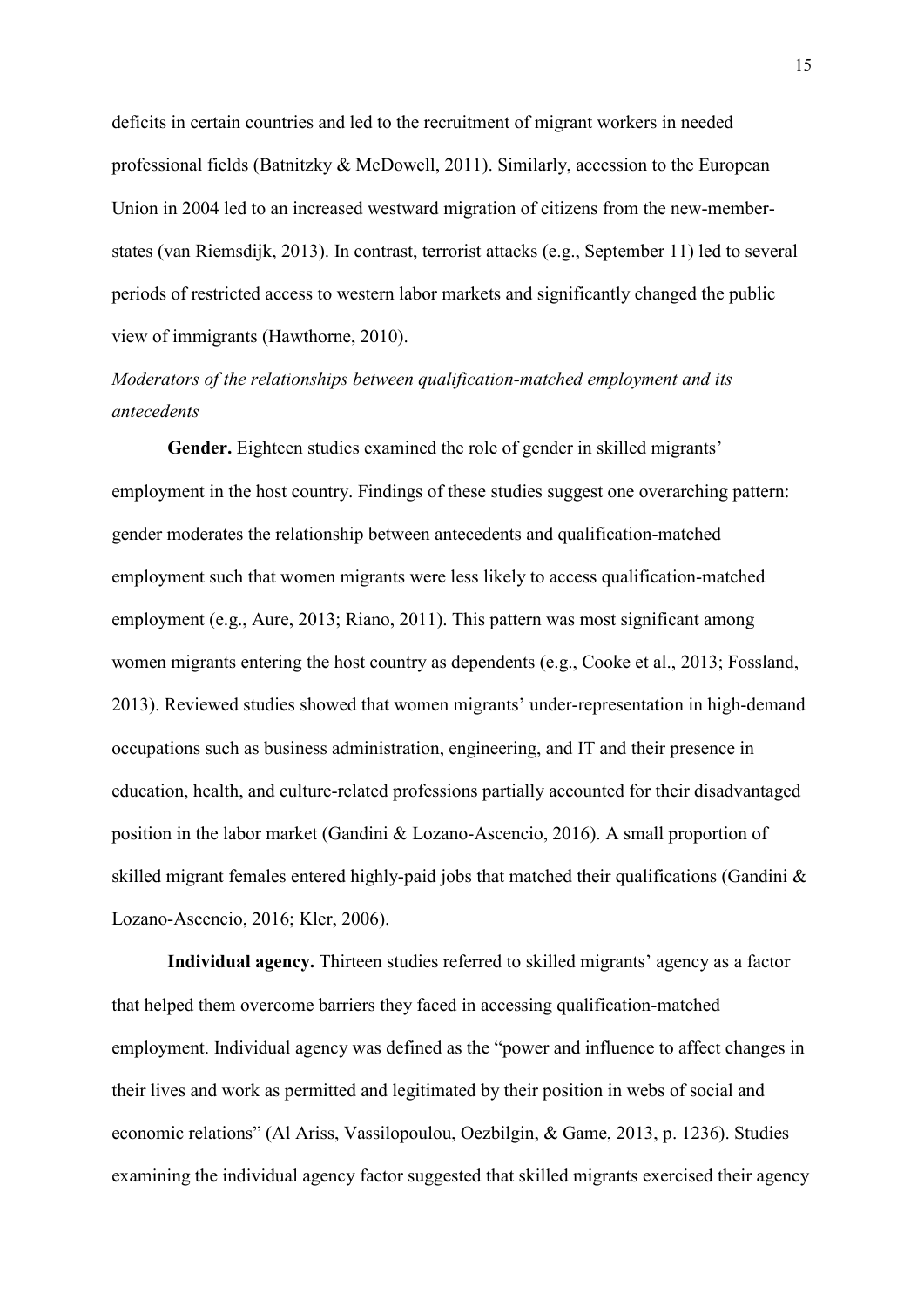deficits in certain countries and led to the recruitment of migrant workers in needed professional fields (Batnitzky & McDowell, 2011). Similarly, accession to the European Union in 2004 led to an increased westward migration of citizens from the new-member-states (van Riemsdijk, 2013). In contrast, terrorist attacks (e.g., September 11) led to several periods of restricted access to western labor markets and significantly changed the public view of immigrants (Hawthorne, 2010).

*Moderators of the relationships between qualification-matched employment and its antecedents*

**Gender.** Eighteen studies examined the role of gender in skilled migrants' employment in the host country. Findings of these studies suggest one overarching pattern: gender moderates the relationship between antecedents and qualification-matched employment such that women migrants were less likely to access qualification-matched employment (e.g., Aure, 2013; Riano, 2011). This pattern was most significant among women migrants entering the host country as dependents (e.g., Cooke et al., 2013; Fossland, 2013). Reviewed studies showed that women migrants' under-representation in high-demand occupations such as business administration, engineering, and IT and their presence in education, health, and culture-related professions partially accounted for their disadvantaged position in the labor market (Gandini & Lozano-Ascencio, 2016). A small proportion of skilled migrant females entered highly-paid jobs that matched their qualifications (Gandini & Lozano-Ascencio, 2016; Kler, 2006).

**Individual agency.** Thirteen studies referred to skilled migrants' agency as a factor that helped them overcome barriers they faced in accessing qualification-matched employment. Individual agency was defined as the "power and influence to affect changes in their lives and work as permitted and legitimated by their position in webs of social and economic relations" (Al Ariss, Vassilopoulou, Oezbilgin, & Game, 2013, p. 1236). Studies examining the individual agency factor suggested that skilled migrants exercised their agency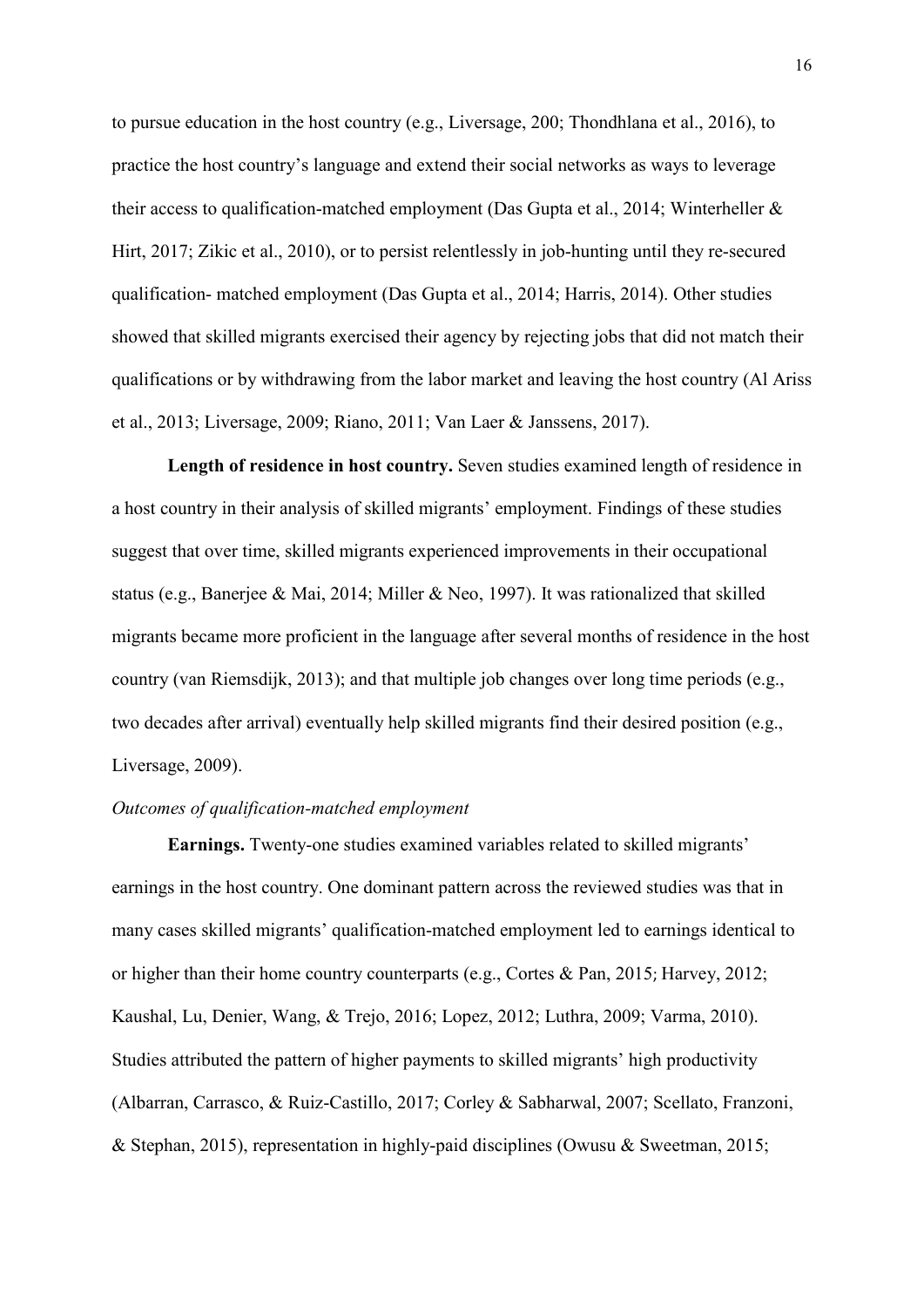to pursue education in the host country (e.g., Liversage, 200; Thondhlana et al., 2016), to practice the host country's language and extend their social networks as ways to leverage their access to qualification-matched employment (Das Gupta et al., 2014; Winterheller & Hirt, 2017; Zikic et al., 2010), or to persist relentlessly in job-hunting until they re-secured qualification- matched employment (Das Gupta et al., 2014; Harris, 2014). Other studies showed that skilled migrants exercised their agency by rejecting jobs that did not match their qualifications or by withdrawing from the labor market and leaving the host country (Al Ariss et al., 2013; Liversage, 2009; Riano, 2011; Van Laer & Janssens, 2017).

**Length of residence in host country.** Seven studies examined length of residence in a host country in their analysis of skilled migrants' employment. Findings of these studies suggest that over time, skilled migrants experienced improvements in their occupational status (e.g., Banerjee & Mai, 2014; Miller & Neo, 1997). It was rationalized that skilled migrants became more proficient in the language after several months of residence in the host country (van Riemsdijk, 2013); and that multiple job changes over long time periods (e.g., two decades after arrival) eventually help skilled migrants find their desired position (e.g., Liversage, 2009).

*Outcomes of qualification-matched employment*

**Earnings.** Twenty-one studies examined variables related to skilled migrants' earnings in the host country. One dominant pattern across the reviewed studies was that in many cases skilled migrants' qualification-matched employment led to earnings identical to or higher than their home country counterparts (e.g., Cortes & Pan, 2015; Harvey, 2012; Kaushal, Lu, Denier, Wang, & Trejo, 2016; Lopez, 2012; Luthra, 2009; Varma, 2010). Studies attributed the pattern of higher payments to skilled migrants' high productivity (Albarran, Carrasco, & Ruiz-Castillo, 2017; Corley & Sabharwal, 2007; Scellato, Franzoni, & Stephan, 2015), representation in highly-paid disciplines (Owusu & Sweetman, 2015;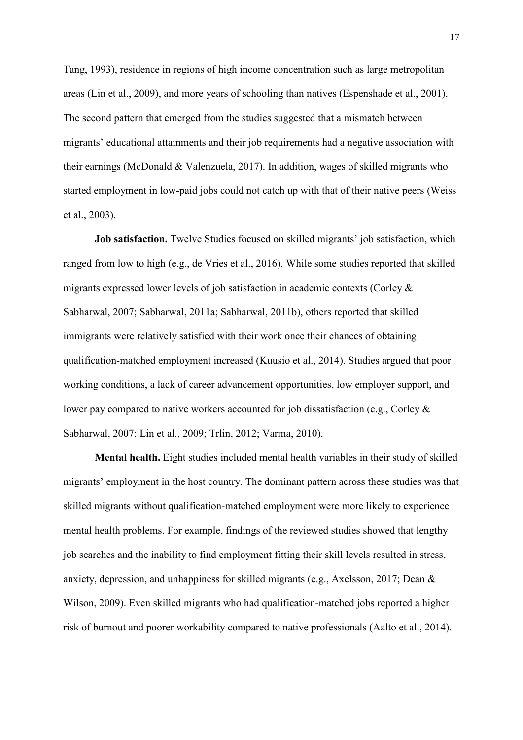Tang, 1993), residence in regions of high income concentration such as large metropolitan areas (Lin et al., 2009), and more years of schooling than natives (Espenshade et al., 2001). The second pattern that emerged from the studies suggested that a mismatch between migrants' educational attainments and their job requirements had a negative association with their earnings (McDonald & Valenzuela, 2017). In addition, wages of skilled migrants who started employment in low-paid jobs could not catch up with that of their native peers (Weiss et al., 2003).

**Job satisfaction.** Twelve Studies focused on skilled migrants' job satisfaction, which ranged from low to high (e.g., de Vries et al., 2016). While some studies reported that skilled migrants expressed lower levels of job satisfaction in academic contexts (Corley & Sabharwal, 2007; Sabharwal, 2011a; Sabharwal, 2011b), others reported that skilled immigrants were relatively satisfied with their work once their chances of obtaining qualification-matched employment increased (Kuusio et al., 2014). Studies argued that poor working conditions, a lack of career advancement opportunities, low employer support, and lower pay compared to native workers accounted for job dissatisfaction (e.g., Corley & Sabharwal, 2007; Lin et al., 2009; Trlin, 2012; Varma, 2010).

**Mental health.** Eight studies included mental health variables in their study of skilled migrants' employment in the host country. The dominant pattern across these studies was that skilled migrants without qualification-matched employment were more likely to experience mental health problems. For example, findings of the reviewed studies showed that lengthy job searches and the inability to find employment fitting their skill levels resulted in stress, anxiety, depression, and unhappiness for skilled migrants (e.g., Axelsson, 2017; Dean & Wilson, 2009). Even skilled migrants who had qualification-matched jobs reported a higher risk of burnout and poorer workability compared to native professionals (Aalto et al., 2014).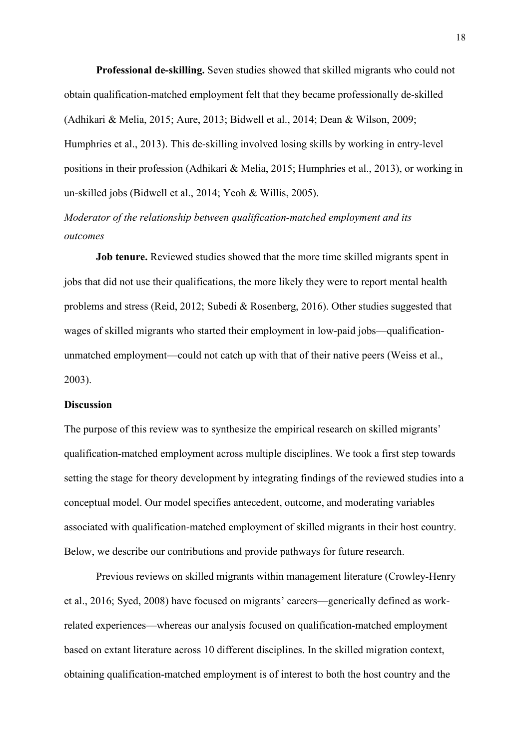**Professional de-skilling.** Seven studies showed that skilled migrants who could not obtain qualification-matched employment felt that they became professionally de-skilled (Adhikari & Melia, 2015; Aure, 2013; Bidwell et al., 2014; Dean & Wilson, 2009; Humphries et al., 2013). This de-skilling involved losing skills by working in entry-level positions in their profession (Adhikari & Melia, 2015; Humphries et al., 2013), or working in un-skilled jobs (Bidwell et al., 2014; Yeoh & Willis, 2005).

*Moderator of the relationship between qualification-matched employment and its outcomes*

**Job tenure.** Reviewed studies showed that the more time skilled migrants spent in jobs that did not use their qualifications, the more likely they were to report mental health problems and stress (Reid, 2012; Subedi & Rosenberg, 2016). Other studies suggested that wages of skilled migrants who started their employment in low-paid jobs—qualification-unmatched employment—could not catch up with that of their native peers (Weiss et al., 2003).

## Discussion

The purpose of this review was to synthesize the empirical research on skilled migrants' qualification-matched employment across multiple disciplines. We took a first step towards setting the stage for theory development by integrating findings of the reviewed studies into a conceptual model. Our model specifies antecedent, outcome, and moderating variables associated with qualification-matched employment of skilled migrants in their host country. Below, we describe our contributions and provide pathways for future research.

Previous reviews on skilled migrants within management literature (Crowley-Henry et al., 2016; Syed, 2008) have focused on migrants' careers—generically defined as work-related experiences—whereas our analysis focused on qualification-matched employment based on extant literature across 10 different disciplines. In the skilled migration context, obtaining qualification-matched employment is of interest to both the host country and the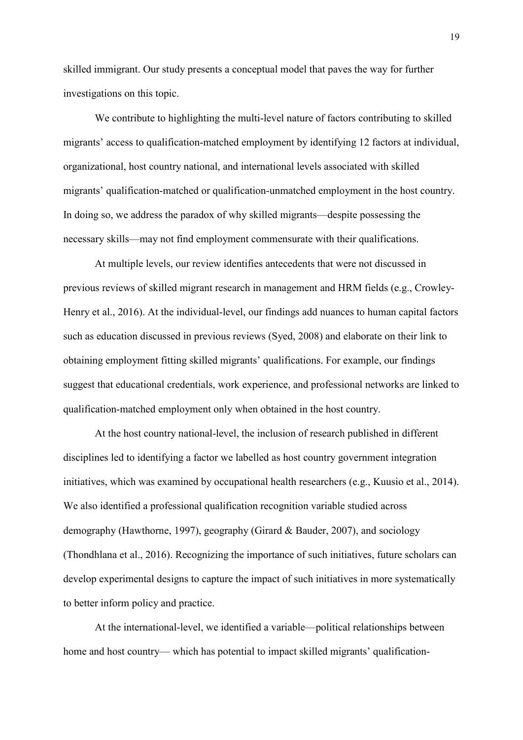skilled immigrant. Our study presents a conceptual model that paves the way for further investigations on this topic.

We contribute to highlighting the multi-level nature of factors contributing to skilled migrants' access to qualification-matched employment by identifying 12 factors at individual, organizational, host country national, and international levels associated with skilled migrants' qualification-matched or qualification-unmatched employment in the host country. In doing so, we address the paradox of why skilled migrants—despite possessing the necessary skills—may not find employment commensurate with their qualifications.

At multiple levels, our review identifies antecedents that were not discussed in previous reviews of skilled migrant research in management and HRM fields (e.g., Crowley-Henry et al., 2016). At the individual-level, our findings add nuances to human capital factors such as education discussed in previous reviews (Syed, 2008) and elaborate on their link to obtaining employment fitting skilled migrants' qualifications. For example, our findings suggest that educational credentials, work experience, and professional networks are linked to qualification-matched employment only when obtained in the host country.

At the host country national-level, the inclusion of research published in different disciplines led to identifying a factor we labelled as host country government integration initiatives, which was examined by occupational health researchers (e.g., Kuusio et al., 2014). We also identified a professional qualification recognition variable studied across demography (Hawthorne, 1997), geography (Girard & Bauder, 2007), and sociology (Thondhlana et al., 2016). Recognizing the importance of such initiatives, future scholars can develop experimental designs to capture the impact of such initiatives in more systematically to better inform policy and practice.

At the international-level, we identified a variable—political relationships between home and host country— which has potential to impact skilled migrants' qualification-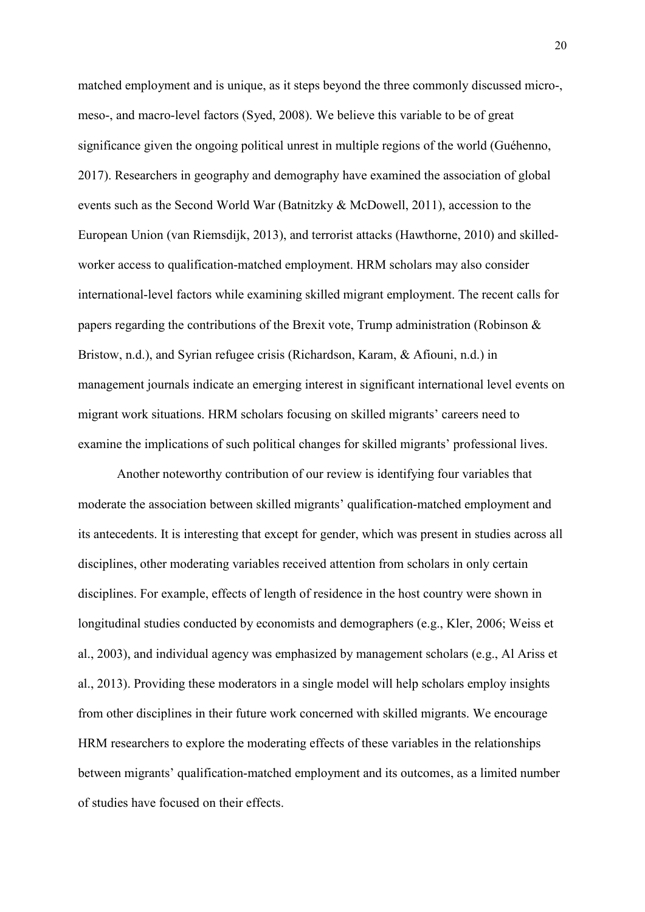matched employment and is unique, as it steps beyond the three commonly discussed micro-, meso-, and macro-level factors (Syed, 2008). We believe this variable to be of great significance given the ongoing political unrest in multiple regions of the world (Guéhenno, 2017). Researchers in geography and demography have examined the association of global events such as the Second World War (Batnitzky & McDowell, 2011), accession to the European Union (van Riemsdijk, 2013), and terrorist attacks (Hawthorne, 2010) and skilled-worker access to qualification-matched employment. HRM scholars may also consider international-level factors while examining skilled migrant employment. The recent calls for papers regarding the contributions of the Brexit vote, Trump administration (Robinson & Bristow, n.d.), and Syrian refugee crisis (Richardson, Karam, & Afiouni, n.d.) in management journals indicate an emerging interest in significant international level events on migrant work situations. HRM scholars focusing on skilled migrants' careers need to examine the implications of such political changes for skilled migrants' professional lives.

Another noteworthy contribution of our review is identifying four variables that moderate the association between skilled migrants' qualification-matched employment and its antecedents. It is interesting that except for gender, which was present in studies across all disciplines, other moderating variables received attention from scholars in only certain disciplines. For example, effects of length of residence in the host country were shown in longitudinal studies conducted by economists and demographers (e.g., Kler, 2006; Weiss et al., 2003), and individual agency was emphasized by management scholars (e.g., Al Ariss et al., 2013). Providing these moderators in a single model will help scholars employ insights from other disciplines in their future work concerned with skilled migrants. We encourage HRM researchers to explore the moderating effects of these variables in the relationships between migrants' qualification-matched employment and its outcomes, as a limited number of studies have focused on their effects.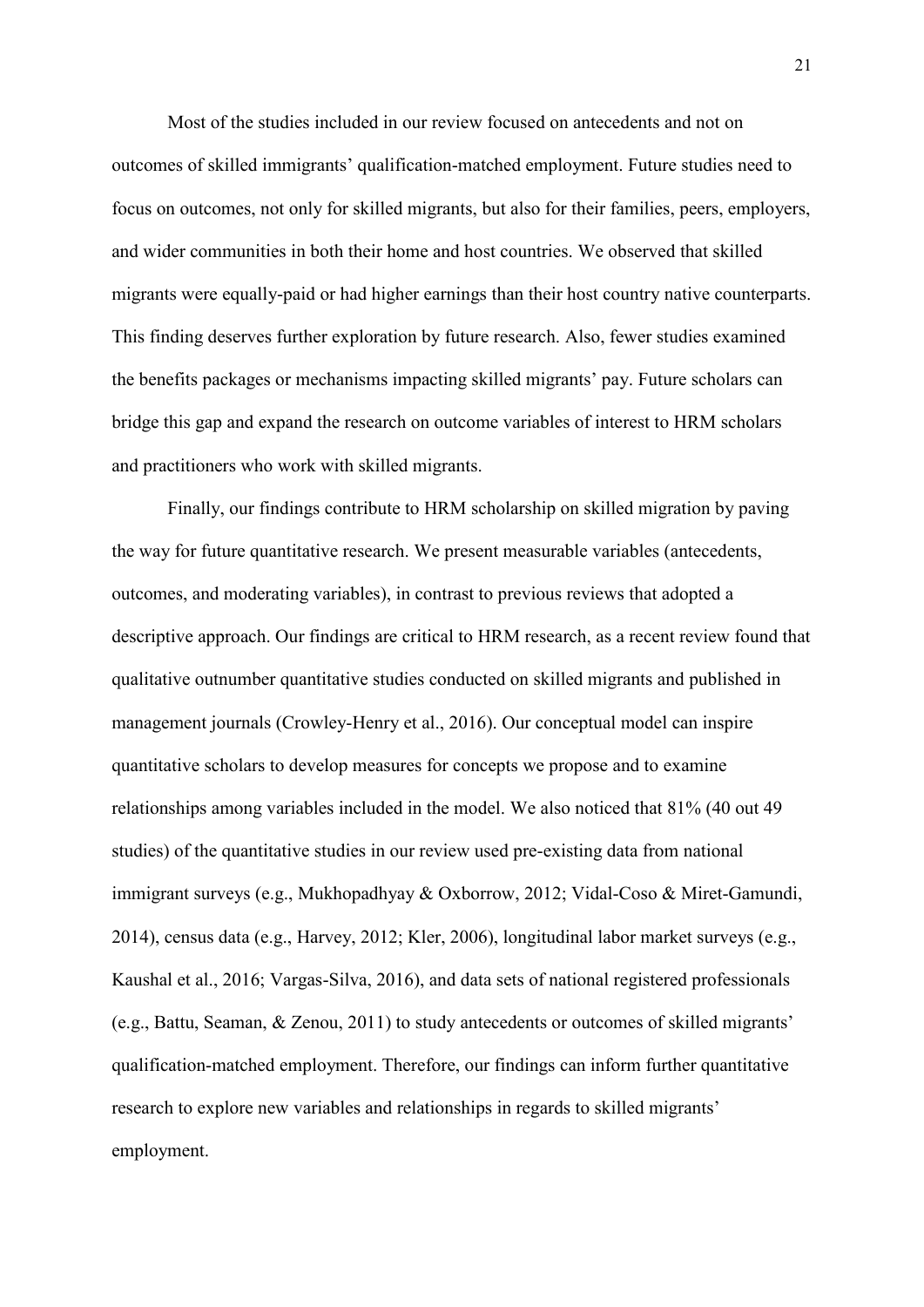Most of the studies included in our review focused on antecedents and not on outcomes of skilled immigrants' qualification-matched employment. Future studies need to focus on outcomes, not only for skilled migrants, but also for their families, peers, employers, and wider communities in both their home and host countries. We observed that skilled migrants were equally-paid or had higher earnings than their host country native counterparts. This finding deserves further exploration by future research. Also, fewer studies examined the benefits packages or mechanisms impacting skilled migrants' pay. Future scholars can bridge this gap and expand the research on outcome variables of interest to HRM scholars and practitioners who work with skilled migrants.

Finally, our findings contribute to HRM scholarship on skilled migration by paving the way for future quantitative research. We present measurable variables (antecedents, outcomes, and moderating variables), in contrast to previous reviews that adopted a descriptive approach. Our findings are critical to HRM research, as a recent review found that qualitative outnumber quantitative studies conducted on skilled migrants and published in management journals (Crowley-Henry et al., 2016). Our conceptual model can inspire quantitative scholars to develop measures for concepts we propose and to examine relationships among variables included in the model. We also noticed that 81% (40 out 49 studies) of the quantitative studies in our review used pre-existing data from national immigrant surveys (e.g., Mukhopadhyay & Oxborrow, 2012; Vidal-Coso & Miret-Gamundi, 2014), census data (e.g., Harvey, 2012; Kler, 2006), longitudinal labor market surveys (e.g., Kaushal et al., 2016; Vargas-Silva, 2016), and data sets of national registered professionals (e.g., Battu, Seaman, & Zenou, 2011) to study antecedents or outcomes of skilled migrants' qualification-matched employment. Therefore, our findings can inform further quantitative research to explore new variables and relationships in regards to skilled migrants' employment.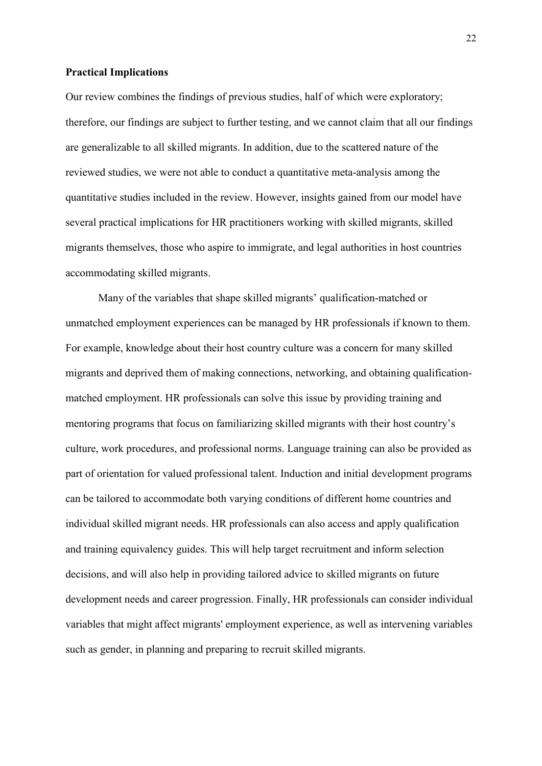**Practical Implications**

Our review combines the findings of previous studies, half of which were exploratory; therefore, our findings are subject to further testing, and we cannot claim that all our findings are generalizable to all skilled migrants. In addition, due to the scattered nature of the reviewed studies, we were not able to conduct a quantitative meta-analysis among the quantitative studies included in the review. However, insights gained from our model have several practical implications for HR practitioners working with skilled migrants, skilled migrants themselves, those who aspire to immigrate, and legal authorities in host countries accommodating skilled migrants.

Many of the variables that shape skilled migrants' qualification-matched or unmatched employment experiences can be managed by HR professionals if known to them. For example, knowledge about their host country culture was a concern for many skilled migrants and deprived them of making connections, networking, and obtaining qualification-matched employment. HR professionals can solve this issue by providing training and mentoring programs that focus on familiarizing skilled migrants with their host country's culture, work procedures, and professional norms. Language training can also be provided as part of orientation for valued professional talent. Induction and initial development programs can be tailored to accommodate both varying conditions of different home countries and individual skilled migrant needs. HR professionals can also access and apply qualification and training equivalency guides. This will help target recruitment and inform selection decisions, and will also help in providing tailored advice to skilled migrants on future development needs and career progression. Finally, HR professionals can consider individual variables that might affect migrants' employment experience, as well as intervening variables such as gender, in planning and preparing to recruit skilled migrants.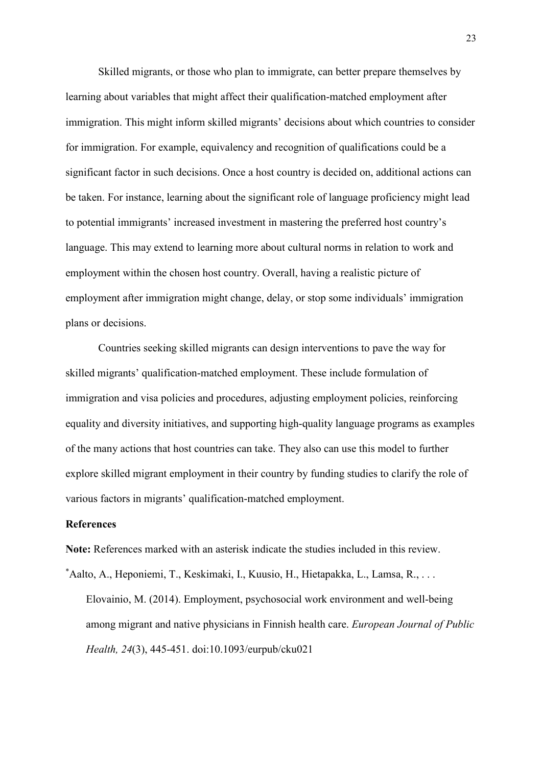Skilled migrants, or those who plan to immigrate, can better prepare themselves by learning about variables that might affect their qualification-matched employment after immigration. This might inform skilled migrants' decisions about which countries to consider for immigration. For example, equivalency and recognition of qualifications could be a significant factor in such decisions. Once a host country is decided on, additional actions can be taken. For instance, learning about the significant role of language proficiency might lead to potential immigrants' increased investment in mastering the preferred host country's language. This may extend to learning more about cultural norms in relation to work and employment within the chosen host country. Overall, having a realistic picture of employment after immigration might change, delay, or stop some individuals' immigration plans or decisions.

Countries seeking skilled migrants can design interventions to pave the way for skilled migrants' qualification-matched employment. These include formulation of immigration and visa policies and procedures, adjusting employment policies, reinforcing equality and diversity initiatives, and supporting high-quality language programs as examples of the many actions that host countries can take. They also can use this model to further explore skilled migrant employment in their country by funding studies to clarify the role of various factors in migrants' qualification-matched employment.

## References

**Note:** References marked with an asterisk indicate the studies included in this review.

*Aalto, A., Heponiemi, T., Keskimaki, I., Kuusio, H., Hietapakka, L., Lamsa, R., . . . Elovainio, M. (2014). Employment, psychosocial work environment and well-being among migrant and native physicians in Finnish health care. *European Journal of Public Health, 24*(3), 445-451. doi:10.1093/eurpub/cku021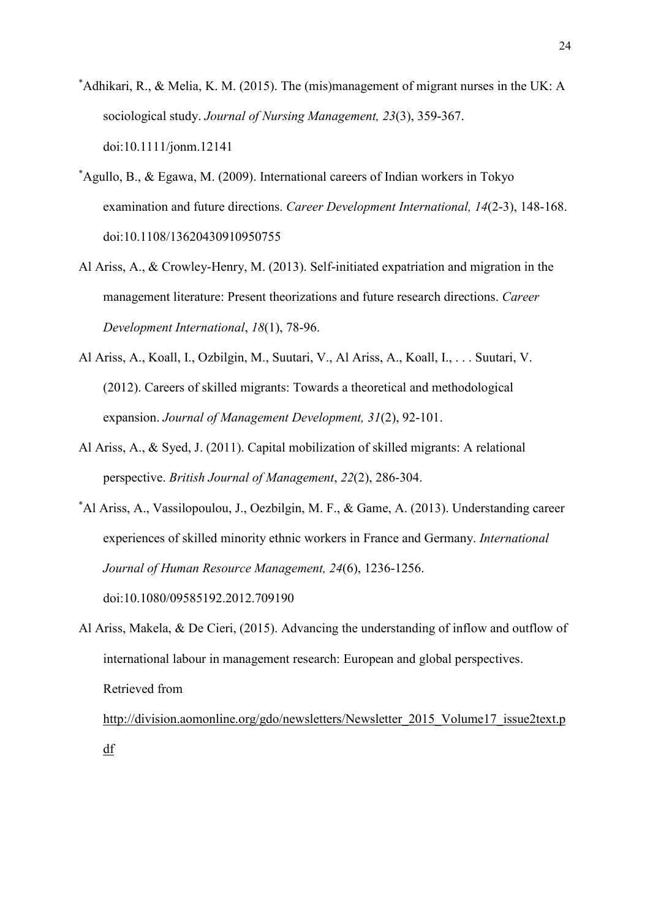*Adhikari, R., & Melia, K. M. (2015). The (mis)management of migrant nurses in the UK: A sociological study. *Journal of Nursing Management, 23*(3), 359-367. doi:10.1111/jonm.12141

*Agullo, B., & Egawa, M. (2009). International careers of Indian workers in Tokyo examination and future directions. *Career Development International, 14*(2-3), 148-168. doi:10.1108/13620430910950755

Al Ariss, A., & Crowley-Henry, M. (2013). Self-initiated expatriation and migration in the management literature: Present theorizations and future research directions. *Career Development International*, *18*(1), 78-96.

Al Ariss, A., Koall, I., Ozbilgin, M., Suutari, V., Al Ariss, A., Koall, I., . . . Suutari, V. (2012). Careers of skilled migrants: Towards a theoretical and methodological expansion. *Journal of Management Development, 31*(2), 92-101.

Al Ariss, A., & Syed, J. (2011). Capital mobilization of skilled migrants: A relational perspective. *British Journal of Management*, *22*(2), 286-304.

*Al Ariss, A., Vassilopoulou, J., Oezbilgin, M. F., & Game, A. (2013). Understanding career experiences of skilled minority ethnic workers in France and Germany. *International Journal of Human Resource Management, 24*(6), 1236-1256. doi:10.1080/09585192.2012.709190

Al Ariss, Makela, & De Cieri, (2015). Advancing the understanding of inflow and outflow of international labour in management research: European and global perspectives. Retrieved from http://division.aomonline.org/gdo/newsletters/Newsletter_2015_Volume17_issue2text.pdf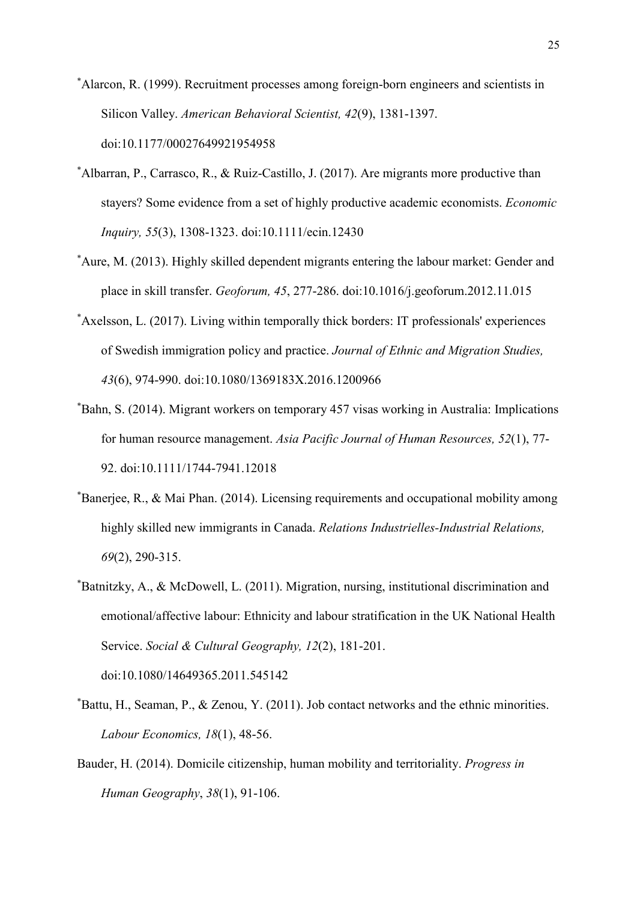*Alarcon, R. (1999). Recruitment processes among foreign-born engineers and scientists in Silicon Valley. *American Behavioral Scientist, 42*(9), 1381-1397. doi:10.1177/00027649921954958

*Albarran, P., Carrasco, R., & Ruiz-Castillo, J. (2017). Are migrants more productive than stayers? Some evidence from a set of highly productive academic economists. *Economic Inquiry, 55*(3), 1308-1323. doi:10.1111/ecin.12430

*Aure, M. (2013). Highly skilled dependent migrants entering the labour market: Gender and place in skill transfer. *Geoforum, 45*, 277-286. doi:10.1016/j.geoforum.2012.11.015

*Axelsson, L. (2017). Living within temporally thick borders: IT professionals' experiences of Swedish immigration policy and practice. *Journal of Ethnic and Migration Studies, 43*(6), 974-990. doi:10.1080/1369183X.2016.1200966

*Bahn, S. (2014). Migrant workers on temporary 457 visas working in Australia: Implications for human resource management. *Asia Pacific Journal of Human Resources, 52*(1), 77-92. doi:10.1111/1744-7941.12018

*Banerjee, R., & Mai Phan. (2014). Licensing requirements and occupational mobility among highly skilled new immigrants in Canada. *Relations Industrielles-Industrial Relations, 69*(2), 290-315.

*Batnitzky, A., & McDowell, L. (2011). Migration, nursing, institutional discrimination and emotional/affective labour: Ethnicity and labour stratification in the UK National Health Service. *Social & Cultural Geography, 12*(2), 181-201. doi:10.1080/14649365.2011.545142

*Battu, H., Seaman, P., & Zenou, Y. (2011). Job contact networks and the ethnic minorities. *Labour Economics, 18*(1), 48-56.

Bauder, H. (2014). Domicile citizenship, human mobility and territoriality. *Progress in Human Geography*, *38*(1), 91-106.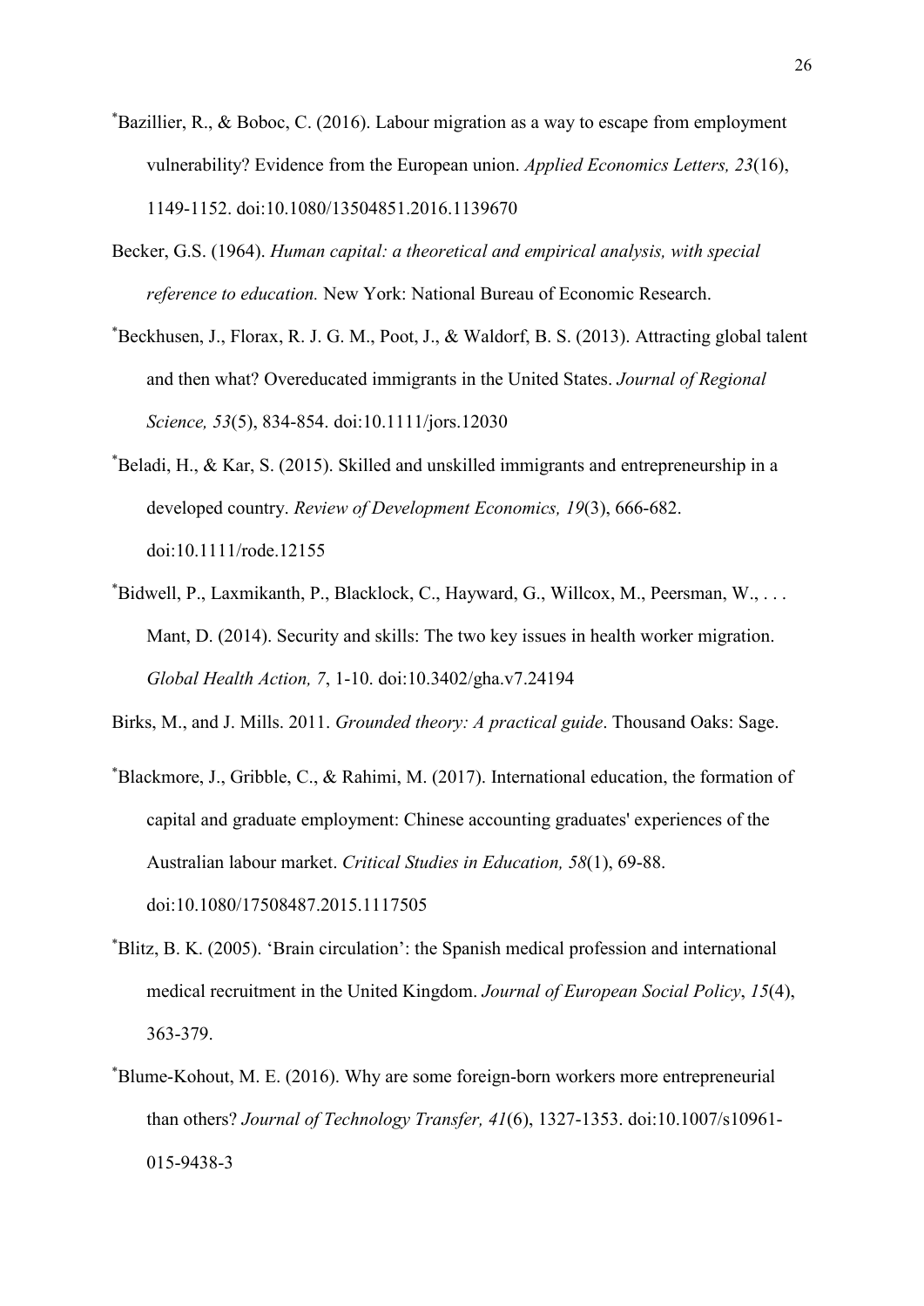*Bazillier, R., & Boboc, C. (2016). Labour migration as a way to escape from employment vulnerability? Evidence from the European union. *Applied Economics Letters, 23*(16), 1149-1152. doi:10.1080/13504851.2016.1139670

Becker, G.S. (1964). *Human capital: a theoretical and empirical analysis, with special reference to education.* New York: National Bureau of Economic Research.

*Beckhusen, J., Florax, R. J. G. M., Poot, J., & Waldorf, B. S. (2013). Attracting global talent and then what? Overeducated immigrants in the United States. *Journal of Regional Science, 53*(5), 834-854. doi:10.1111/jors.12030

*Beladi, H., & Kar, S. (2015). Skilled and unskilled immigrants and entrepreneurship in a developed country. *Review of Development Economics, 19*(3), 666-682. doi:10.1111/rode.12155

*Bidwell, P., Laxmikanth, P., Blacklock, C., Hayward, G., Willcox, M., Peersman, W., . . . Mant, D. (2014). Security and skills: The two key issues in health worker migration. *Global Health Action, 7*, 1-10. doi:10.3402/gha.v7.24194

Birks, M., and J. Mills. 2011. *Grounded theory: A practical guide*. Thousand Oaks: Sage.

*Blackmore, J., Gribble, C., & Rahimi, M. (2017). International education, the formation of capital and graduate employment: Chinese accounting graduates' experiences of the Australian labour market. *Critical Studies in Education, 58*(1), 69-88. doi:10.1080/17508487.2015.1117505

*Blitz, B. K. (2005). 'Brain circulation': the Spanish medical profession and international medical recruitment in the United Kingdom. *Journal of European Social Policy*, *15*(4), 363-379.

*Blume-Kohout, M. E. (2016). Why are some foreign-born workers more entrepreneurial than others? *Journal of Technology Transfer, 41*(6), 1327-1353. doi:10.1007/s10961-015-9438-3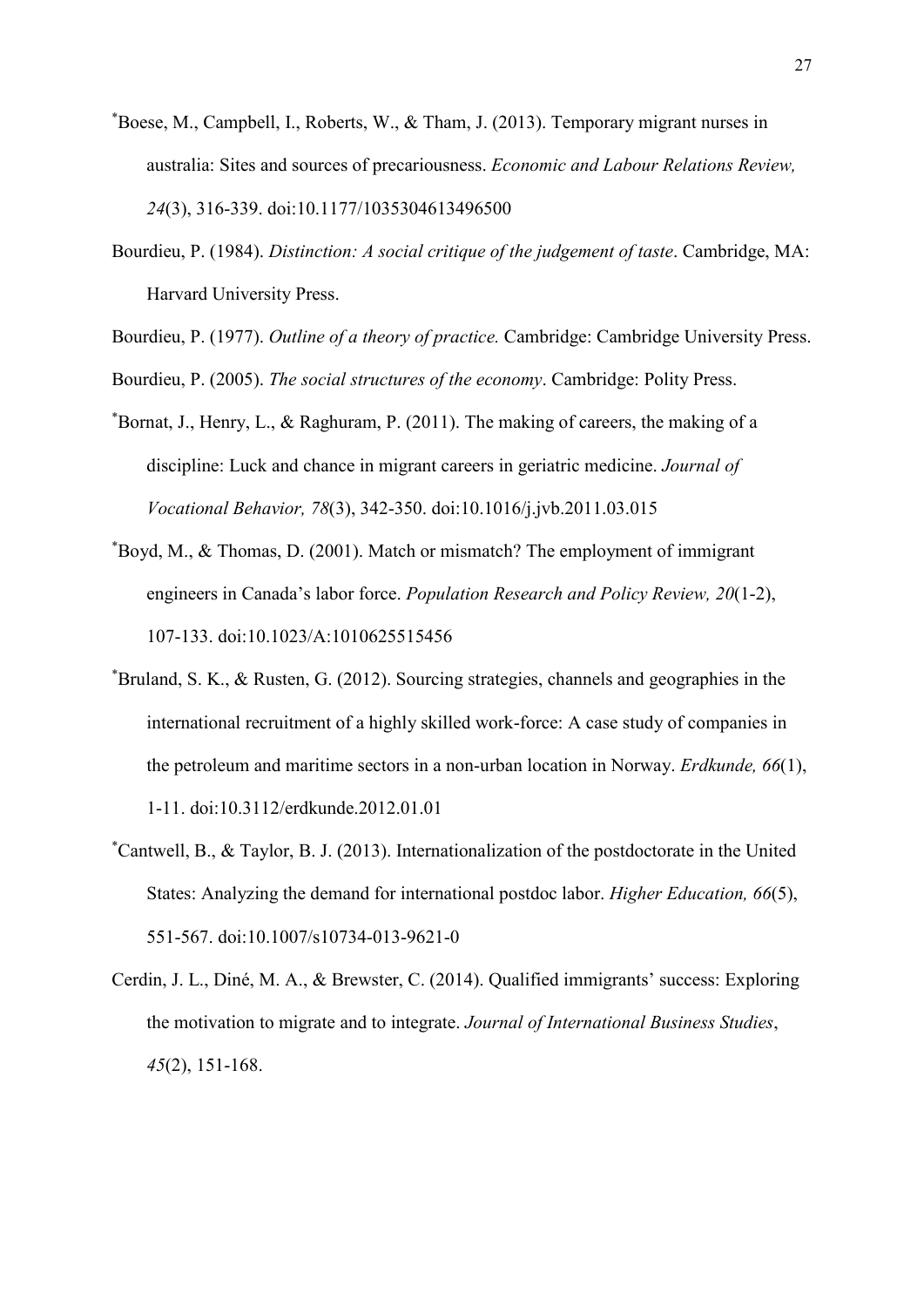*Boese, M., Campbell, I., Roberts, W., & Tham, J. (2013). Temporary migrant nurses in australia: Sites and sources of precariousness. *Economic and Labour Relations Review, 24*(3), 316-339. doi:10.1177/1035304613496500

Bourdieu, P. (1984). *Distinction: A social critique of the judgement of taste*. Cambridge, MA: Harvard University Press.

Bourdieu, P. (1977). *Outline of a theory of practice.* Cambridge: Cambridge University Press.

Bourdieu, P. (2005). *The social structures of the economy*. Cambridge: Polity Press.

*Bornat, J., Henry, L., & Raghuram, P. (2011). The making of careers, the making of a discipline: Luck and chance in migrant careers in geriatric medicine. *Journal of Vocational Behavior, 78*(3), 342-350. doi:10.1016/j.jvb.2011.03.015

*Boyd, M., & Thomas, D. (2001). Match or mismatch? The employment of immigrant engineers in Canada's labor force. *Population Research and Policy Review, 20*(1-2), 107-133. doi:10.1023/A:1010625515456

*Bruland, S. K., & Rusten, G. (2012). Sourcing strategies, channels and geographies in the international recruitment of a highly skilled work-force: A case study of companies in the petroleum and maritime sectors in a non-urban location in Norway. *Erdkunde, 66*(1), 1-11. doi:10.3112/erdkunde.2012.01.01

*Cantwell, B., & Taylor, B. J. (2013). Internationalization of the postdoctorate in the United States: Analyzing the demand for international postdoc labor. *Higher Education, 66*(5), 551-567. doi:10.1007/s10734-013-9621-0

Cerdin, J. L., Diné, M. A., & Brewster, C. (2014). Qualified immigrants' success: Exploring the motivation to migrate and to integrate. *Journal of International Business Studies*, *45*(2), 151-168.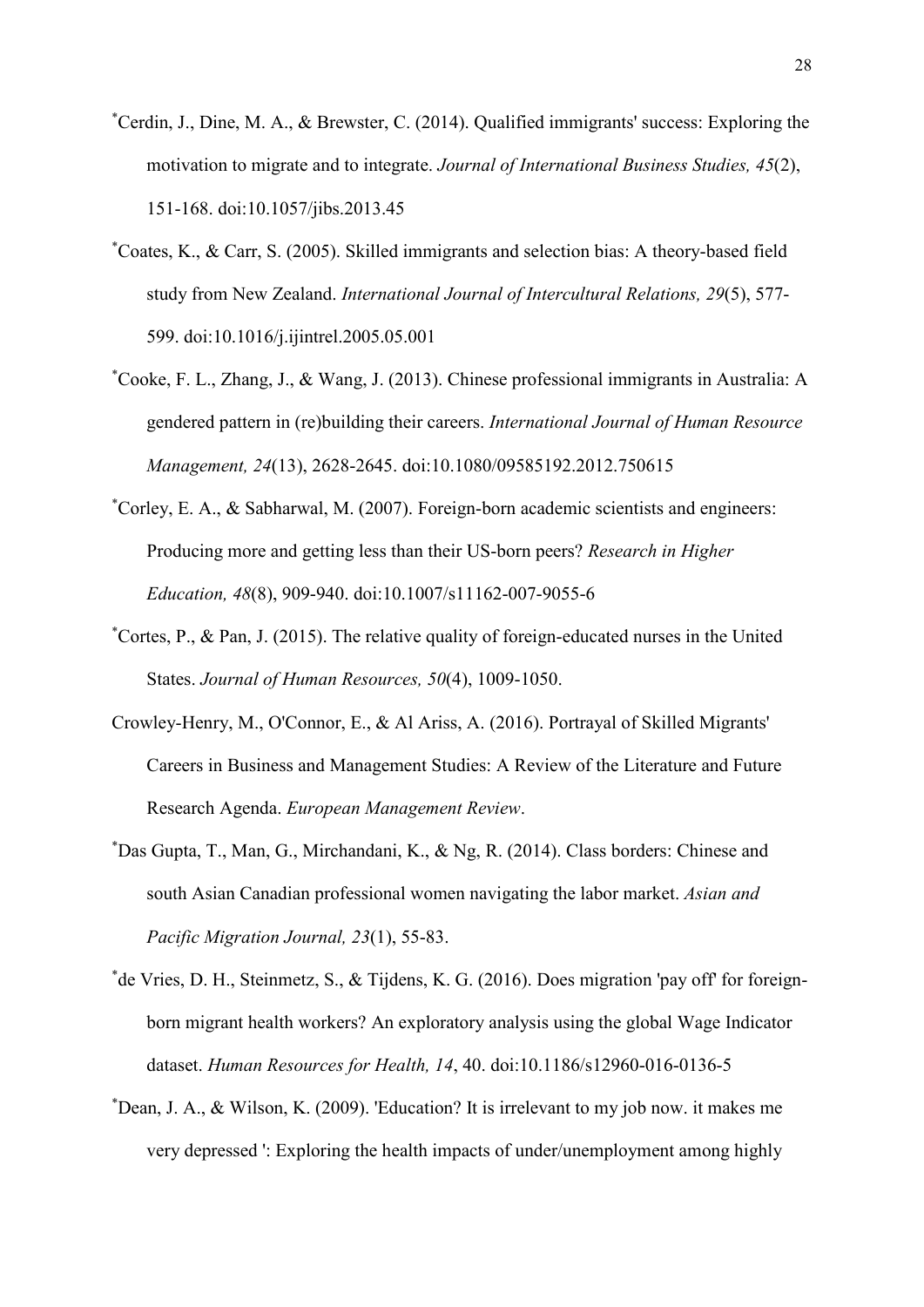*Cerdin, J., Dine, M. A., & Brewster, C. (2014). Qualified immigrants' success: Exploring the motivation to migrate and to integrate. *Journal of International Business Studies, 45*(2), 151-168. doi:10.1057/jibs.2013.45

*Coates, K., & Carr, S. (2005). Skilled immigrants and selection bias: A theory-based field study from New Zealand. *International Journal of Intercultural Relations, 29*(5), 577-599. doi:10.1016/j.ijintrel.2005.05.001

*Cooke, F. L., Zhang, J., & Wang, J. (2013). Chinese professional immigrants in Australia: A gendered pattern in (re)building their careers. *International Journal of Human Resource Management, 24*(13), 2628-2645. doi:10.1080/09585192.2012.750615

*Corley, E. A., & Sabharwal, M. (2007). Foreign-born academic scientists and engineers: Producing more and getting less than their US-born peers? *Research in Higher Education, 48*(8), 909-940. doi:10.1007/s11162-007-9055-6

*Cortes, P., & Pan, J. (2015). The relative quality of foreign-educated nurses in the United States. *Journal of Human Resources, 50*(4), 1009-1050.

Crowley-Henry, M., O'Connor, E., & Al Ariss, A. (2016). Portrayal of Skilled Migrants' Careers in Business and Management Studies: A Review of the Literature and Future Research Agenda. *European Management Review*.

*Das Gupta, T., Man, G., Mirchandani, K., & Ng, R. (2014). Class borders: Chinese and south Asian Canadian professional women navigating the labor market. *Asian and Pacific Migration Journal, 23*(1), 55-83.

*de Vries, D. H., Steinmetz, S., & Tijdens, K. G. (2016). Does migration 'pay off' for foreign-born migrant health workers? An exploratory analysis using the global Wage Indicator dataset. *Human Resources for Health, 14*, 40. doi:10.1186/s12960-016-0136-5

*Dean, J. A., & Wilson, K. (2009). 'Education? It is irrelevant to my job now. it makes me very depressed ': Exploring the health impacts of under/unemployment among highly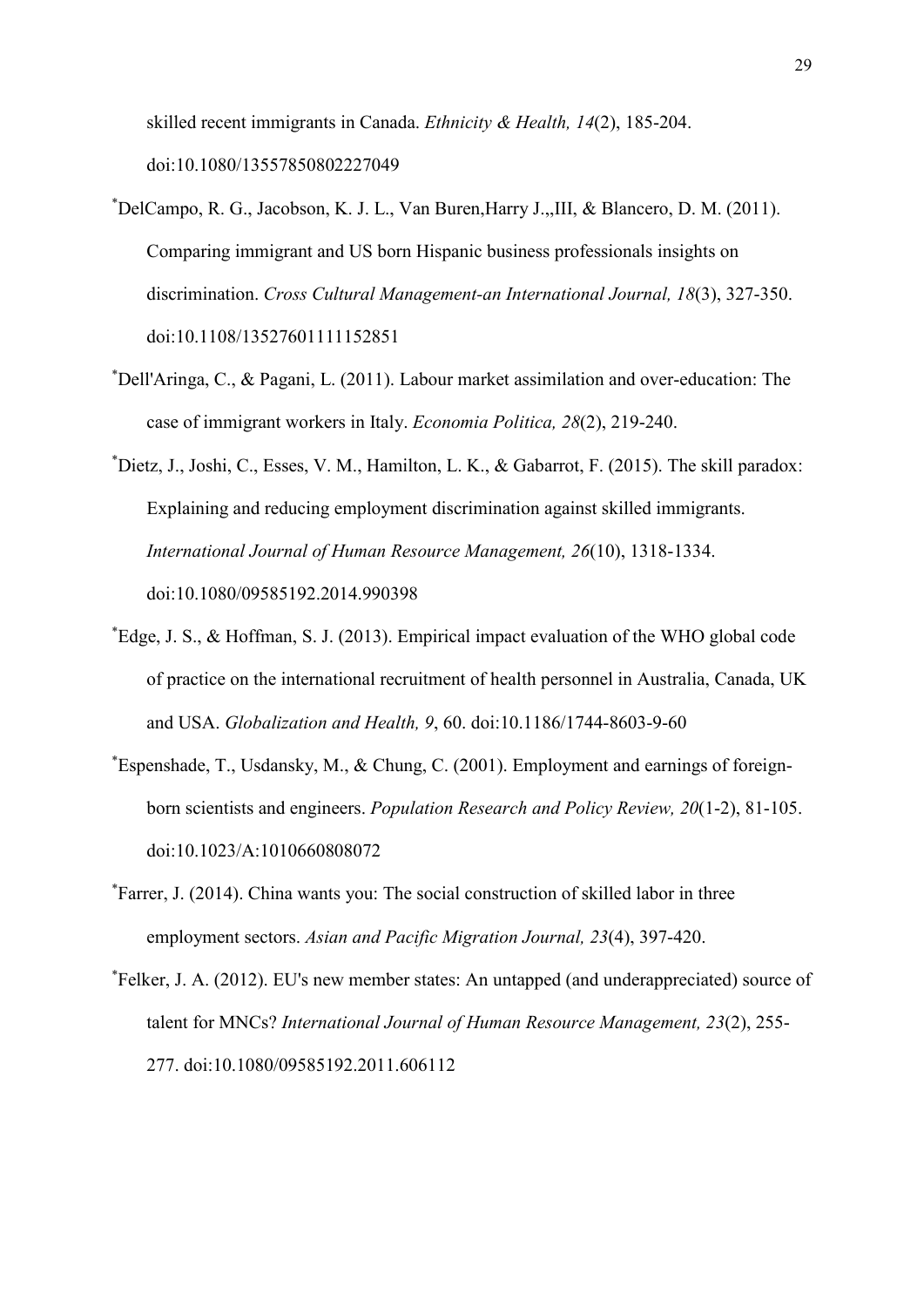skilled recent immigrants in Canada. *Ethnicity & Health, 14*(2), 185-204. doi:10.1080/13557850802227049

*DelCampo, R. G., Jacobson, K. J. L., Van Buren,Harry J.,,III, & Blancero, D. M. (2011). Comparing immigrant and US born Hispanic business professionals insights on discrimination. *Cross Cultural Management-an International Journal, 18*(3), 327-350. doi:10.1108/13527601111152851

*Dell'Aringa, C., & Pagani, L. (2011). Labour market assimilation and over-education: The case of immigrant workers in Italy. *Economia Politica, 28*(2), 219-240.

*Dietz, J., Joshi, C., Esses, V. M., Hamilton, L. K., & Gabarrot, F. (2015). The skill paradox: Explaining and reducing employment discrimination against skilled immigrants. *International Journal of Human Resource Management, 26*(10), 1318-1334. doi:10.1080/09585192.2014.990398

*Edge, J. S., & Hoffman, S. J. (2013). Empirical impact evaluation of the WHO global code of practice on the international recruitment of health personnel in Australia, Canada, UK and USA. *Globalization and Health, 9*, 60. doi:10.1186/1744-8603-9-60

*Espenshade, T., Usdansky, M., & Chung, C. (2001). Employment and earnings of foreign-born scientists and engineers. *Population Research and Policy Review, 20*(1-2), 81-105. doi:10.1023/A:1010660808072

*Farrer, J. (2014). China wants you: The social construction of skilled labor in three employment sectors. *Asian and Pacific Migration Journal, 23*(4), 397-420.

*Felker, J. A. (2012). EU's new member states: An untapped (and underappreciated) source of talent for MNCs? *International Journal of Human Resource Management, 23*(2), 255-277. doi:10.1080/09585192.2011.606112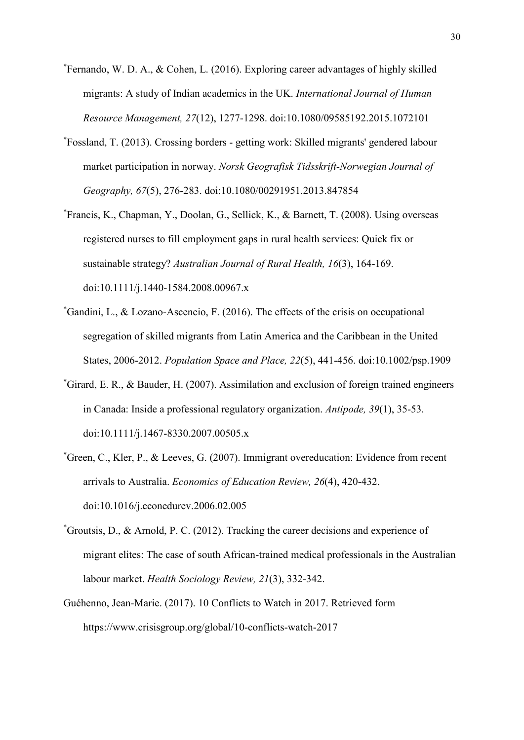[*]Fernando, W. D. A., & Cohen, L. (2016). Exploring career advantages of highly skilled migrants: A study of Indian academics in the UK. *International Journal of Human Resource Management, 27*(12), 1277-1298. doi:10.1080/09585192.2015.1072101

[*]Fossland, T. (2013). Crossing borders - getting work: Skilled migrants' gendered labour market participation in norway. *Norsk Geografisk Tidsskrift-Norwegian Journal of Geography, 67*(5), 276-283. doi:10.1080/00291951.2013.847854

[*]Francis, K., Chapman, Y., Doolan, G., Sellick, K., & Barnett, T. (2008). Using overseas registered nurses to fill employment gaps in rural health services: Quick fix or sustainable strategy? *Australian Journal of Rural Health, 16*(3), 164-169. doi:10.1111/j.1440-1584.2008.00967.x

[*]Gandini, L., & Lozano-Ascencio, F. (2016). The effects of the crisis on occupational segregation of skilled migrants from Latin America and the Caribbean in the United States, 2006-2012. *Population Space and Place, 22*(5), 441-456. doi:10.1002/psp.1909

[*]Girard, E. R., & Bauder, H. (2007). Assimilation and exclusion of foreign trained engineers in Canada: Inside a professional regulatory organization. *Antipode, 39*(1), 35-53. doi:10.1111/j.1467-8330.2007.00505.x

[*]Green, C., Kler, P., & Leeves, G. (2007). Immigrant overeducation: Evidence from recent arrivals to Australia. *Economics of Education Review, 26*(4), 420-432. doi:10.1016/j.econedurev.2006.02.005

[*]Groutsis, D., & Arnold, P. C. (2012). Tracking the career decisions and experience of migrant elites: The case of south African-trained medical professionals in the Australian labour market. *Health Sociology Review, 21*(3), 332-342.

Guéhenno, Jean-Marie. (2017). 10 Conflicts to Watch in 2017. Retrieved form https://www.crisisgroup.org/global/10-conflicts-watch-2017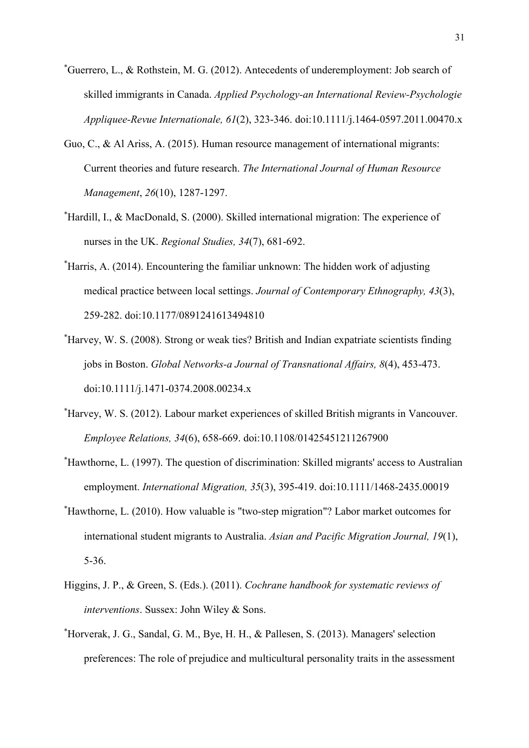*Guerrero, L., & Rothstein, M. G. (2012). Antecedents of underemployment: Job search of skilled immigrants in Canada. *Applied Psychology-an International Review-Psychologie Appliquee-Revue Internationale, 61*(2), 323-346. doi:10.1111/j.1464-0597.2011.00470.x

Guo, C., & Al Ariss, A. (2015). Human resource management of international migrants: Current theories and future research. *The International Journal of Human Resource Management*, *26*(10), 1287-1297.

*Hardill, I., & MacDonald, S. (2000). Skilled international migration: The experience of nurses in the UK. *Regional Studies, 34*(7), 681-692.

*Harris, A. (2014). Encountering the familiar unknown: The hidden work of adjusting medical practice between local settings. *Journal of Contemporary Ethnography, 43*(3), 259-282. doi:10.1177/0891241613494810

*Harvey, W. S. (2008). Strong or weak ties? British and Indian expatriate scientists finding jobs in Boston. *Global Networks-a Journal of Transnational Affairs, 8*(4), 453-473. doi:10.1111/j.1471-0374.2008.00234.x

*Harvey, W. S. (2012). Labour market experiences of skilled British migrants in Vancouver. *Employee Relations, 34*(6), 658-669. doi:10.1108/01425451211267900

*Hawthorne, L. (1997). The question of discrimination: Skilled migrants' access to Australian employment. *International Migration, 35*(3), 395-419. doi:10.1111/1468-2435.00019

*Hawthorne, L. (2010). How valuable is "two-step migration"? Labor market outcomes for international student migrants to Australia. *Asian and Pacific Migration Journal, 19*(1), 5-36.

Higgins, J. P., & Green, S. (Eds.). (2011). *Cochrane handbook for systematic reviews of interventions*. Sussex: John Wiley & Sons.

*Horverak, J. G., Sandal, G. M., Bye, H. H., & Pallesen, S. (2013). Managers' selection preferences: The role of prejudice and multicultural personality traits in the assessment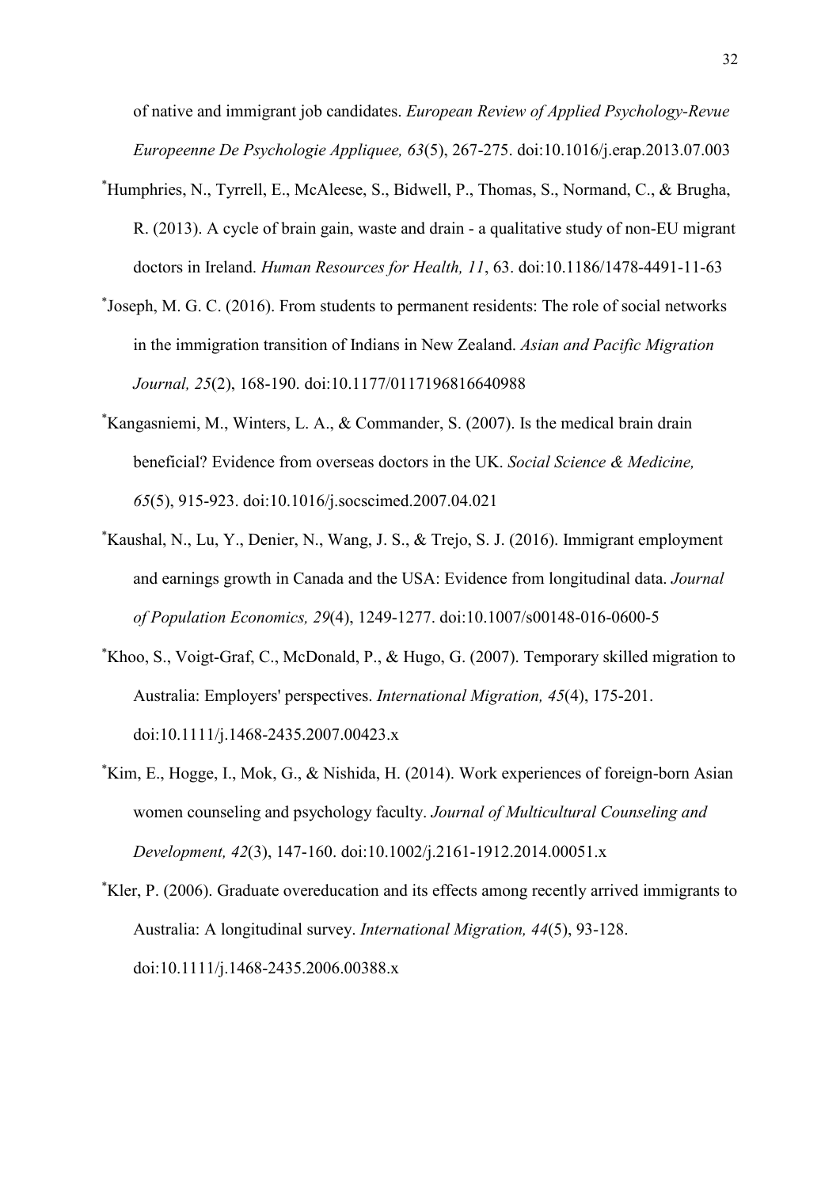of native and immigrant job candidates. *European Review of Applied Psychology-Revue Europeenne De Psychologie Appliquee, 63*(5), 267-275. doi:10.1016/j.erap.2013.07.003

*Humphries, N., Tyrrell, E., McAleese, S., Bidwell, P., Thomas, S., Normand, C., & Brugha, R. (2013). A cycle of brain gain, waste and drain - a qualitative study of non-EU migrant doctors in Ireland. *Human Resources for Health, 11*, 63. doi:10.1186/1478-4491-11-63

*Joseph, M. G. C. (2016). From students to permanent residents: The role of social networks in the immigration transition of Indians in New Zealand. *Asian and Pacific Migration Journal, 25*(2), 168-190. doi:10.1177/0117196816640988

*Kangasniemi, M., Winters, L. A., & Commander, S. (2007). Is the medical brain drain beneficial? Evidence from overseas doctors in the UK. *Social Science & Medicine, 65*(5), 915-923. doi:10.1016/j.socscimed.2007.04.021

*Kaushal, N., Lu, Y., Denier, N., Wang, J. S., & Trejo, S. J. (2016). Immigrant employment and earnings growth in Canada and the USA: Evidence from longitudinal data. *Journal of Population Economics, 29*(4), 1249-1277. doi:10.1007/s00148-016-0600-5

*Khoo, S., Voigt-Graf, C., McDonald, P., & Hugo, G. (2007). Temporary skilled migration to Australia: Employers' perspectives. *International Migration, 45*(4), 175-201. doi:10.1111/j.1468-2435.2007.00423.x

*Kim, E., Hogge, I., Mok, G., & Nishida, H. (2014). Work experiences of foreign-born Asian women counseling and psychology faculty. *Journal of Multicultural Counseling and Development, 42*(3), 147-160. doi:10.1002/j.2161-1912.2014.00051.x

*Kler, P. (2006). Graduate overeducation and its effects among recently arrived immigrants to Australia: A longitudinal survey. *International Migration, 44*(5), 93-128. doi:10.1111/j.1468-2435.2006.00388.x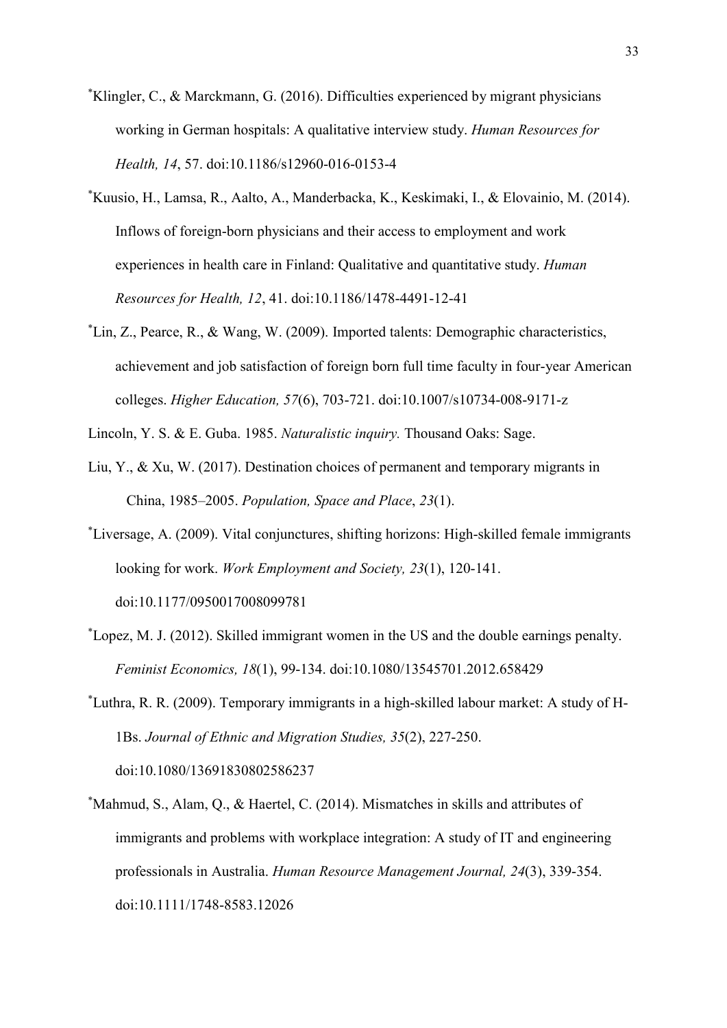*Klingler, C., & Marckmann, G. (2016). Difficulties experienced by migrant physicians working in German hospitals: A qualitative interview study. *Human Resources for Health, 14*, 57. doi:10.1186/s12960-016-0153-4

*Kuusio, H., Lamsa, R., Aalto, A., Manderbacka, K., Keskimaki, I., & Elovainio, M. (2014). Inflows of foreign-born physicians and their access to employment and work experiences in health care in Finland: Qualitative and quantitative study. *Human Resources for Health, 12*, 41. doi:10.1186/1478-4491-12-41

*Lin, Z., Pearce, R., & Wang, W. (2009). Imported talents: Demographic characteristics, achievement and job satisfaction of foreign born full time faculty in four-year American colleges. *Higher Education, 57*(6), 703-721. doi:10.1007/s10734-008-9171-z

Lincoln, Y. S. & E. Guba. 1985. *Naturalistic inquiry.* Thousand Oaks: Sage.

Liu, Y., & Xu, W. (2017). Destination choices of permanent and temporary migrants in China, 1985–2005. *Population, Space and Place*, *23*(1).

*Liversage, A. (2009). Vital conjunctures, shifting horizons: High-skilled female immigrants looking for work. *Work Employment and Society, 23*(1), 120-141. doi:10.1177/0950017008099781

*Lopez, M. J. (2012). Skilled immigrant women in the US and the double earnings penalty. *Feminist Economics, 18*(1), 99-134. doi:10.1080/13545701.2012.658429

*Luthra, R. R. (2009). Temporary immigrants in a high-skilled labour market: A study of H-1Bs. *Journal of Ethnic and Migration Studies, 35*(2), 227-250. doi:10.1080/13691830802586237

*Mahmud, S., Alam, Q., & Haertel, C. (2014). Mismatches in skills and attributes of immigrants and problems with workplace integration: A study of IT and engineering professionals in Australia. *Human Resource Management Journal, 24*(3), 339-354. doi:10.1111/1748-8583.12026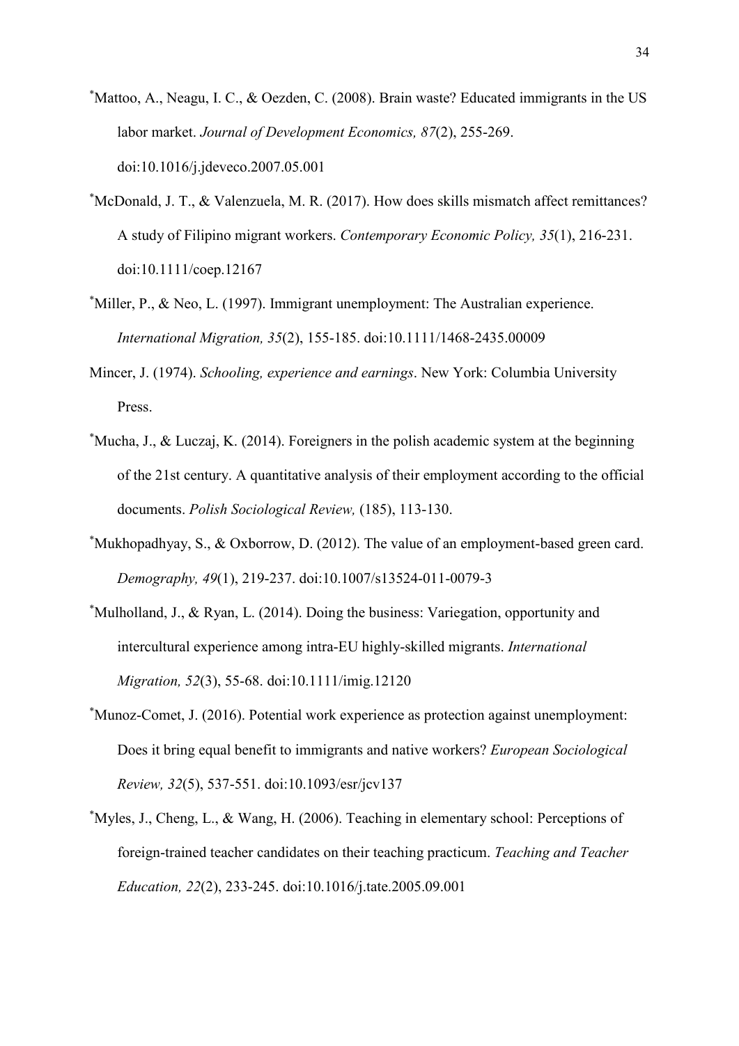*Mattoo, A., Neagu, I. C., & Oezden, C. (2008). Brain waste? Educated immigrants in the US labor market. *Journal of Development Economics, 87*(2), 255-269. doi:10.1016/j.jdeveco.2007.05.001

*McDonald, J. T., & Valenzuela, M. R. (2017). How does skills mismatch affect remittances? A study of Filipino migrant workers. *Contemporary Economic Policy, 35*(1), 216-231. doi:10.1111/coep.12167

*Miller, P., & Neo, L. (1997). Immigrant unemployment: The Australian experience. *International Migration, 35*(2), 155-185. doi:10.1111/1468-2435.00009

Mincer, J. (1974). *Schooling, experience and earnings*. New York: Columbia University Press.

*Mucha, J., & Luczaj, K. (2014). Foreigners in the polish academic system at the beginning of the 21st century. A quantitative analysis of their employment according to the official documents. *Polish Sociological Review,* (185), 113-130.

*Mukhopadhyay, S., & Oxborrow, D. (2012). The value of an employment-based green card. *Demography, 49*(1), 219-237. doi:10.1007/s13524-011-0079-3

*Mulholland, J., & Ryan, L. (2014). Doing the business: Variegation, opportunity and intercultural experience among intra-EU highly-skilled migrants. *International Migration, 52*(3), 55-68. doi:10.1111/imig.12120

*Munoz-Comet, J. (2016). Potential work experience as protection against unemployment: Does it bring equal benefit to immigrants and native workers? *European Sociological Review, 32*(5), 537-551. doi:10.1093/esr/jcv137

*Myles, J., Cheng, L., & Wang, H. (2006). Teaching in elementary school: Perceptions of foreign-trained teacher candidates on their teaching practicum. *Teaching and Teacher Education, 22*(2), 233-245. doi:10.1016/j.tate.2005.09.001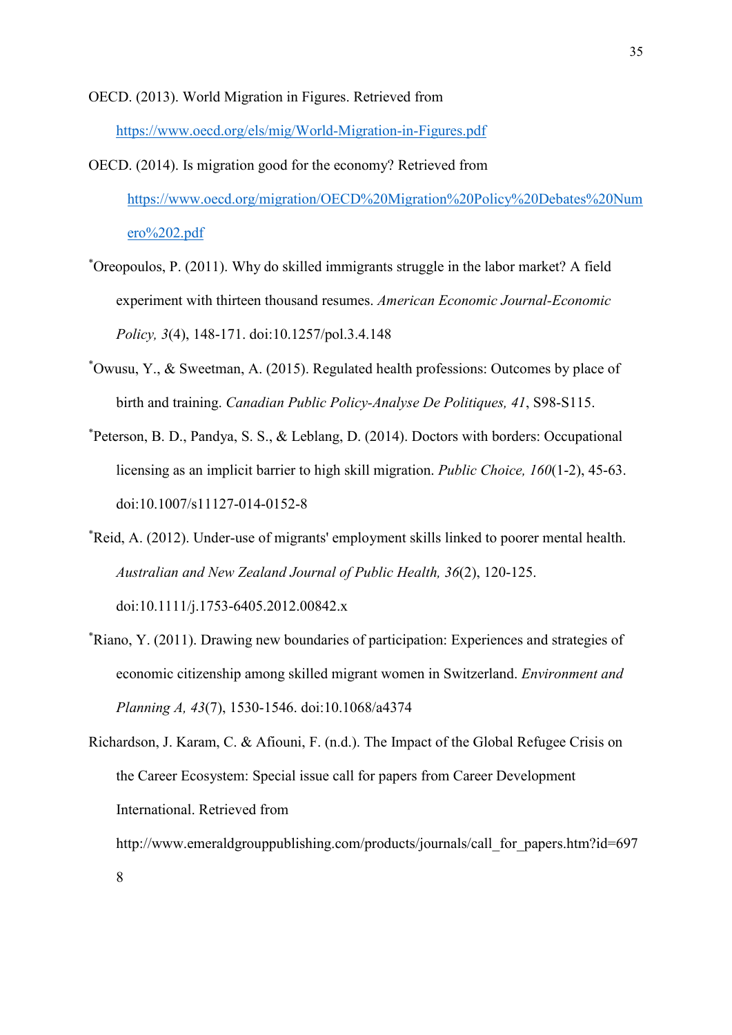OECD. (2013). World Migration in Figures. Retrieved from https://www.oecd.org/els/mig/World-Migration-in-Figures.pdf

OECD. (2014). Is migration good for the economy? Retrieved from https://www.oecd.org/migration/OECD%20Migration%20Policy%20Debates%20Numero%202.pdf

*Oreopoulos, P. (2011). Why do skilled immigrants struggle in the labor market? A field experiment with thirteen thousand resumes. *American Economic Journal-Economic Policy, 3*(4), 148-171. doi:10.1257/pol.3.4.148

*Owusu, Y., & Sweetman, A. (2015). Regulated health professions: Outcomes by place of birth and training. *Canadian Public Policy-Analyse De Politiques, 41*, S98-S115.

*Peterson, B. D., Pandya, S. S., & Leblang, D. (2014). Doctors with borders: Occupational licensing as an implicit barrier to high skill migration. *Public Choice, 160*(1-2), 45-63. doi:10.1007/s11127-014-0152-8

*Reid, A. (2012). Under-use of migrants' employment skills linked to poorer mental health. *Australian and New Zealand Journal of Public Health, 36*(2), 120-125. doi:10.1111/j.1753-6405.2012.00842.x

*Riano, Y. (2011). Drawing new boundaries of participation: Experiences and strategies of economic citizenship among skilled migrant women in Switzerland. *Environment and Planning A, 43*(7), 1530-1546. doi:10.1068/a4374

Richardson, J. Karam, C. & Afiouni, F. (n.d.). The Impact of the Global Refugee Crisis on the Career Ecosystem: Special issue call for papers from Career Development International. Retrieved from http://www.emeraldgrouppublishing.com/products/journals/call_for_papers.htm?id=6978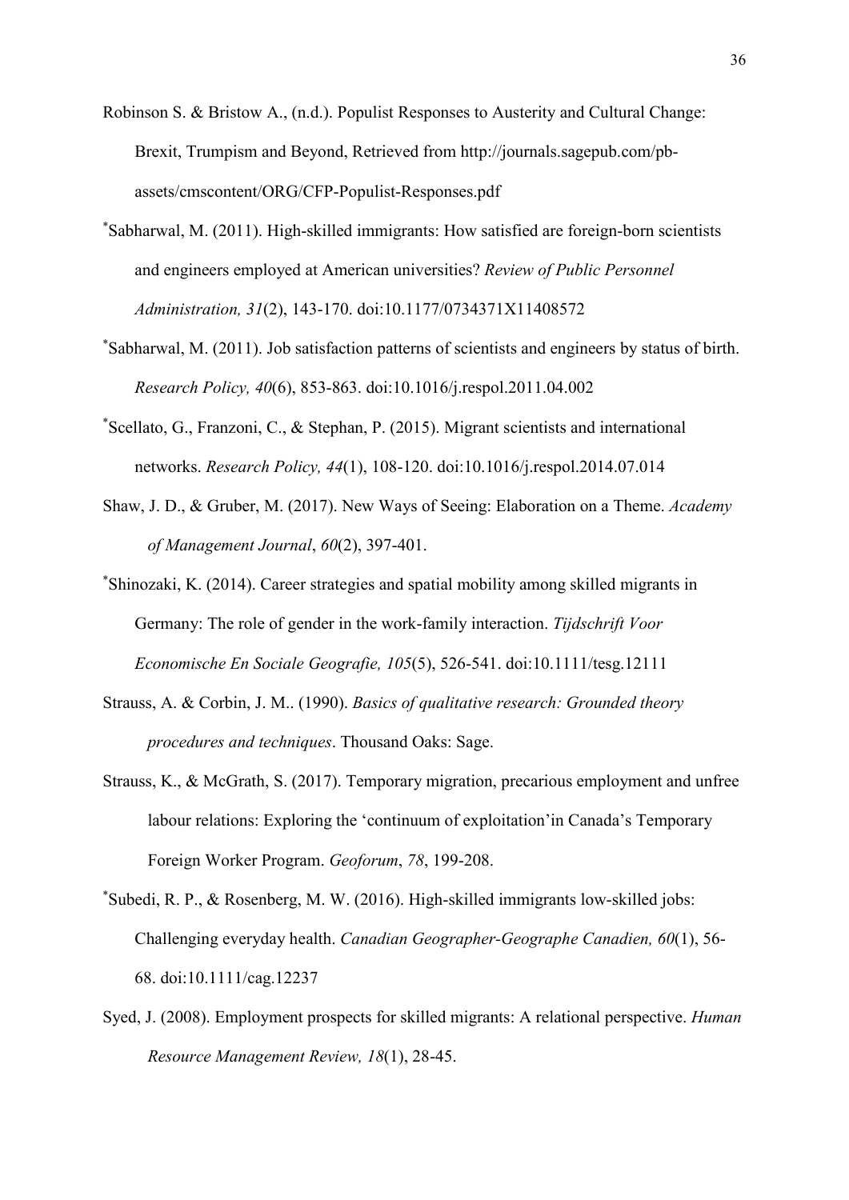Robinson S. & Bristow A., (n.d.). Populist Responses to Austerity and Cultural Change: Brexit, Trumpism and Beyond, Retrieved from http://journals.sagepub.com/pb-assets/cmscontent/ORG/CFP-Populist-Responses.pdf

*Sabharwal, M. (2011). High-skilled immigrants: How satisfied are foreign-born scientists and engineers employed at American universities? *Review of Public Personnel Administration, 31*(2), 143-170. doi:10.1177/0734371X11408572

*Sabharwal, M. (2011). Job satisfaction patterns of scientists and engineers by status of birth. *Research Policy, 40*(6), 853-863. doi:10.1016/j.respol.2011.04.002

*Scellato, G., Franzoni, C., & Stephan, P. (2015). Migrant scientists and international networks. *Research Policy, 44*(1), 108-120. doi:10.1016/j.respol.2014.07.014

Shaw, J. D., & Gruber, M. (2017). New Ways of Seeing: Elaboration on a Theme. *Academy of Management Journal*, *60*(2), 397-401.

*Shinozaki, K. (2014). Career strategies and spatial mobility among skilled migrants in Germany: The role of gender in the work-family interaction. *Tijdschrift Voor Economische En Sociale Geografie, 105*(5), 526-541. doi:10.1111/tesg.12111

Strauss, A. & Corbin, J. M.. (1990). *Basics of qualitative research: Grounded theory procedures and techniques*. Thousand Oaks: Sage.

Strauss, K., & McGrath, S. (2017). Temporary migration, precarious employment and unfree labour relations: Exploring the 'continuum of exploitation'in Canada's Temporary Foreign Worker Program. *Geoforum*, *78*, 199-208.

*Subedi, R. P., & Rosenberg, M. W. (2016). High-skilled immigrants low-skilled jobs: Challenging everyday health. *Canadian Geographer-Geographe Canadien, 60*(1), 56-68. doi:10.1111/cag.12237

Syed, J. (2008). Employment prospects for skilled migrants: A relational perspective. *Human Resource Management Review, 18*(1), 28-45.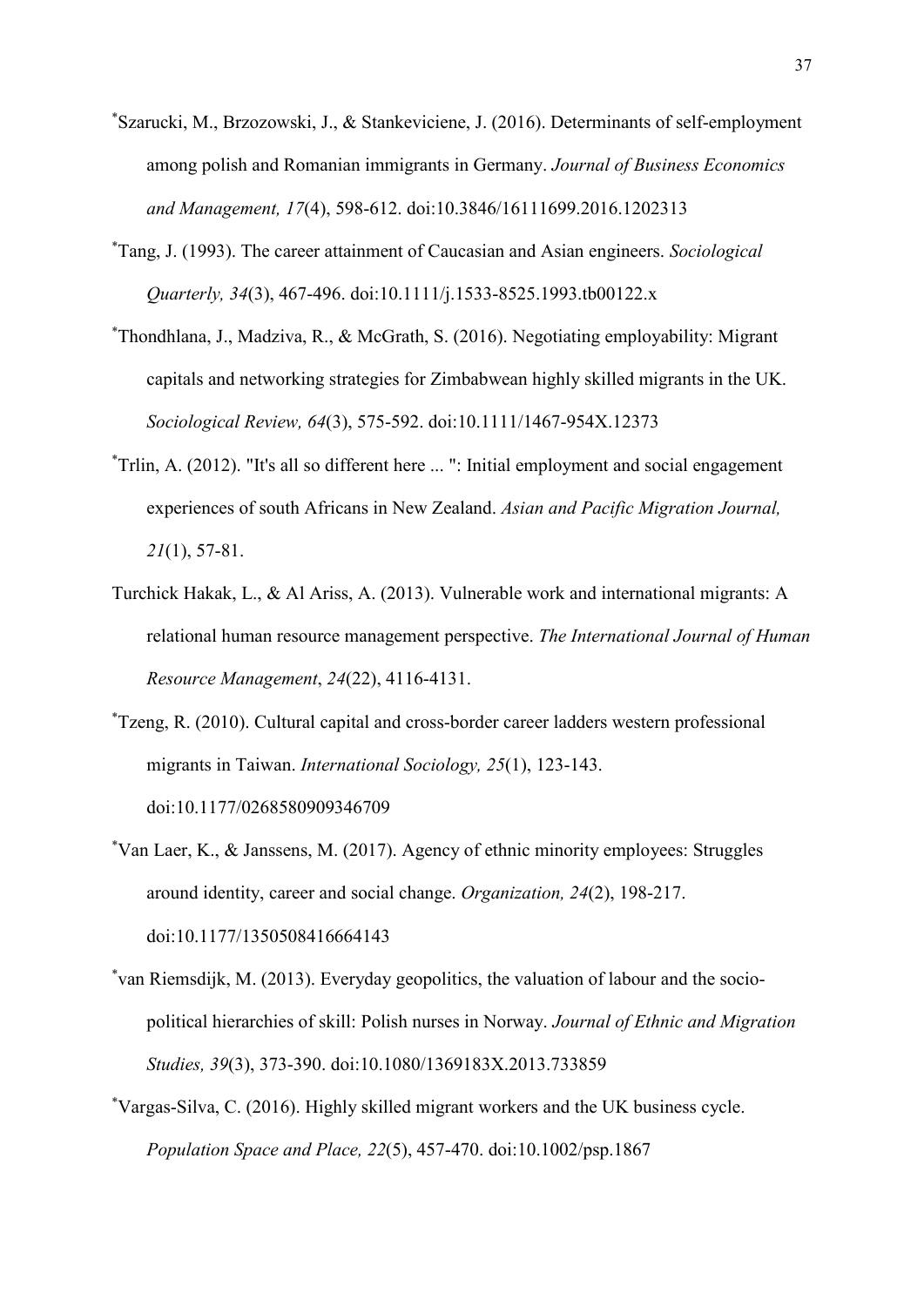[*]Szarucki, M., Brzozowski, J., & Stankeviciene, J. (2016). Determinants of self-employment among polish and Romanian immigrants in Germany. *Journal of Business Economics and Management, 17*(4), 598-612. doi:10.3846/16111699.2016.1202313

[*]Tang, J. (1993). The career attainment of Caucasian and Asian engineers. *Sociological Quarterly, 34*(3), 467-496. doi:10.1111/j.1533-8525.1993.tb00122.x

[*]Thondhlana, J., Madziva, R., & McGrath, S. (2016). Negotiating employability: Migrant capitals and networking strategies for Zimbabwean highly skilled migrants in the UK. *Sociological Review, 64*(3), 575-592. doi:10.1111/1467-954X.12373

[*]Trlin, A. (2012). "It's all so different here ... ": Initial employment and social engagement experiences of south Africans in New Zealand. *Asian and Pacific Migration Journal, 21*(1), 57-81.

Turchick Hakak, L., & Al Ariss, A. (2013). Vulnerable work and international migrants: A relational human resource management perspective. *The International Journal of Human Resource Management*, *24*(22), 4116-4131.

[*]Tzeng, R. (2010). Cultural capital and cross-border career ladders western professional migrants in Taiwan. *International Sociology, 25*(1), 123-143. doi:10.1177/0268580909346709

[*]Van Laer, K., & Janssens, M. (2017). Agency of ethnic minority employees: Struggles around identity, career and social change. *Organization, 24*(2), 198-217. doi:10.1177/1350508416664143

[*]van Riemsdijk, M. (2013). Everyday geopolitics, the valuation of labour and the socio-political hierarchies of skill: Polish nurses in Norway. *Journal of Ethnic and Migration Studies, 39*(3), 373-390. doi:10.1080/1369183X.2013.733859

[*]Vargas-Silva, C. (2016). Highly skilled migrant workers and the UK business cycle. *Population Space and Place, 22*(5), 457-470. doi:10.1002/psp.1867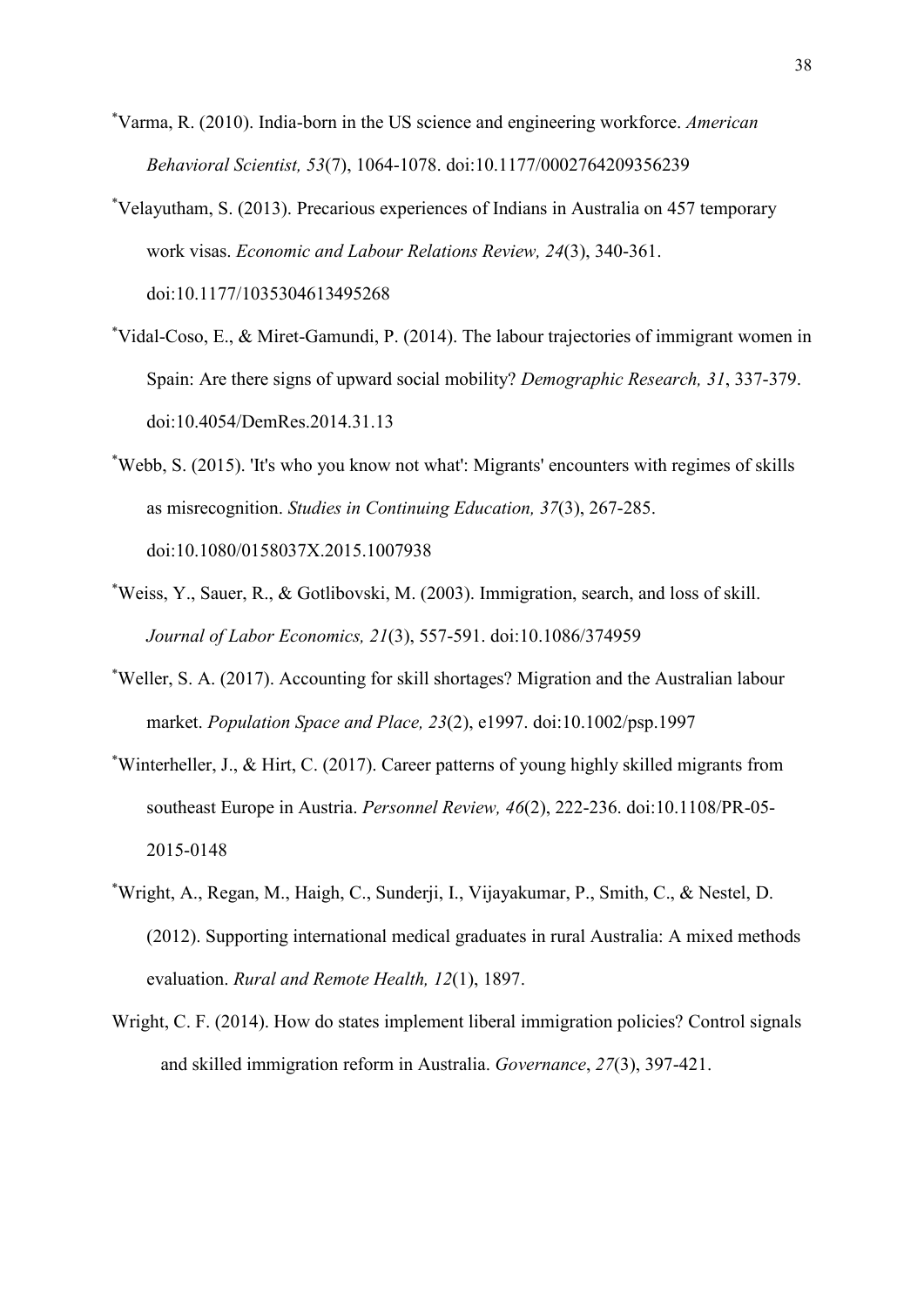[*]Varma, R. (2010). India-born in the US science and engineering workforce. *American Behavioral Scientist, 53*(7), 1064-1078. doi:10.1177/0002764209356239

[*]Velayutham, S. (2013). Precarious experiences of Indians in Australia on 457 temporary work visas. *Economic and Labour Relations Review, 24*(3), 340-361. doi:10.1177/1035304613495268

[*]Vidal-Coso, E., & Miret-Gamundi, P. (2014). The labour trajectories of immigrant women in Spain: Are there signs of upward social mobility? *Demographic Research, 31*, 337-379. doi:10.4054/DemRes.2014.31.13

[*]Webb, S. (2015). 'It's who you know not what': Migrants' encounters with regimes of skills as misrecognition. *Studies in Continuing Education, 37*(3), 267-285. doi:10.1080/0158037X.2015.1007938

[*]Weiss, Y., Sauer, R., & Gotlibovski, M. (2003). Immigration, search, and loss of skill. *Journal of Labor Economics, 21*(3), 557-591. doi:10.1086/374959

[*]Weller, S. A. (2017). Accounting for skill shortages? Migration and the Australian labour market. *Population Space and Place, 23*(2), e1997. doi:10.1002/psp.1997

[*]Winterheller, J., & Hirt, C. (2017). Career patterns of young highly skilled migrants from southeast Europe in Austria. *Personnel Review, 46*(2), 222-236. doi:10.1108/PR-05-2015-0148

[*]Wright, A., Regan, M., Haigh, C., Sunderji, I., Vijayakumar, P., Smith, C., & Nestel, D. (2012). Supporting international medical graduates in rural Australia: A mixed methods evaluation. *Rural and Remote Health, 12*(1), 1897.

Wright, C. F. (2014). How do states implement liberal immigration policies? Control signals and skilled immigration reform in Australia. *Governance*, *27*(3), 397-421.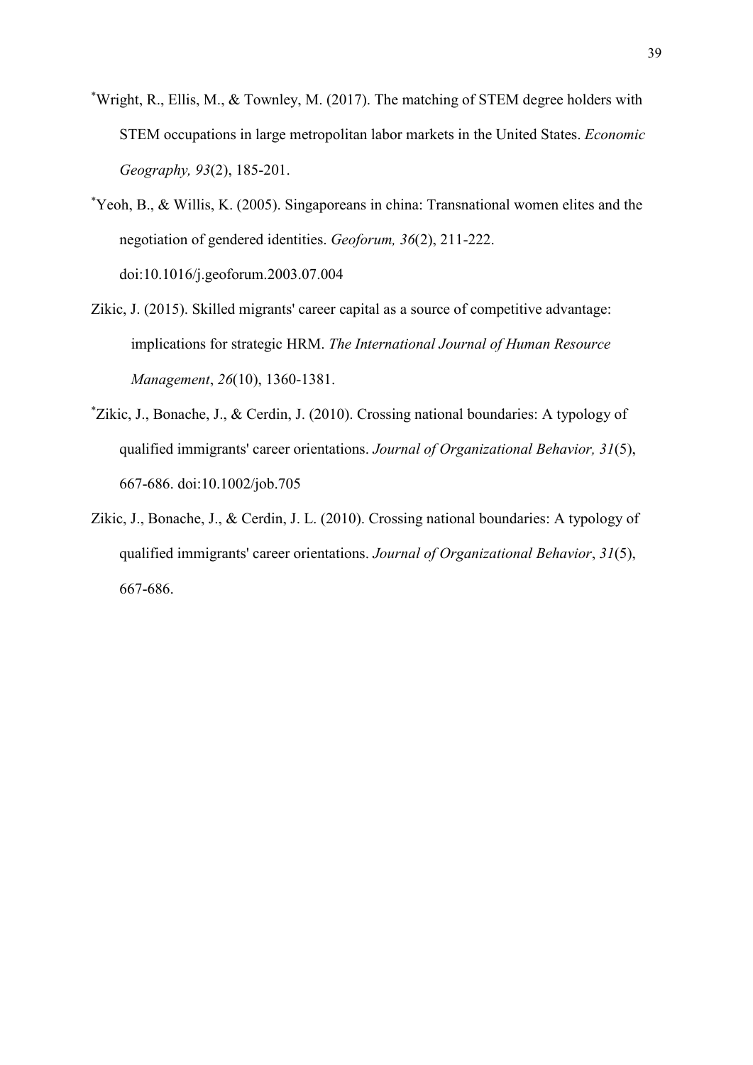[*]Wright, R., Ellis, M., & Townley, M. (2017). The matching of STEM degree holders with STEM occupations in large metropolitan labor markets in the United States. *Economic Geography, 93*(2), 185-201.

[*]Yeoh, B., & Willis, K. (2005). Singaporeans in china: Transnational women elites and the negotiation of gendered identities. *Geoforum, 36*(2), 211-222. doi:10.1016/j.geoforum.2003.07.004

Zikic, J. (2015). Skilled migrants' career capital as a source of competitive advantage: implications for strategic HRM. *The International Journal of Human Resource Management*, *26*(10), 1360-1381.

[*]Zikic, J., Bonache, J., & Cerdin, J. (2010). Crossing national boundaries: A typology of qualified immigrants' career orientations. *Journal of Organizational Behavior, 31*(5), 667-686. doi:10.1002/job.705

Zikic, J., Bonache, J., & Cerdin, J. L. (2010). Crossing national boundaries: A typology of qualified immigrants' career orientations. *Journal of Organizational Behavior*, *31*(5), 667-686.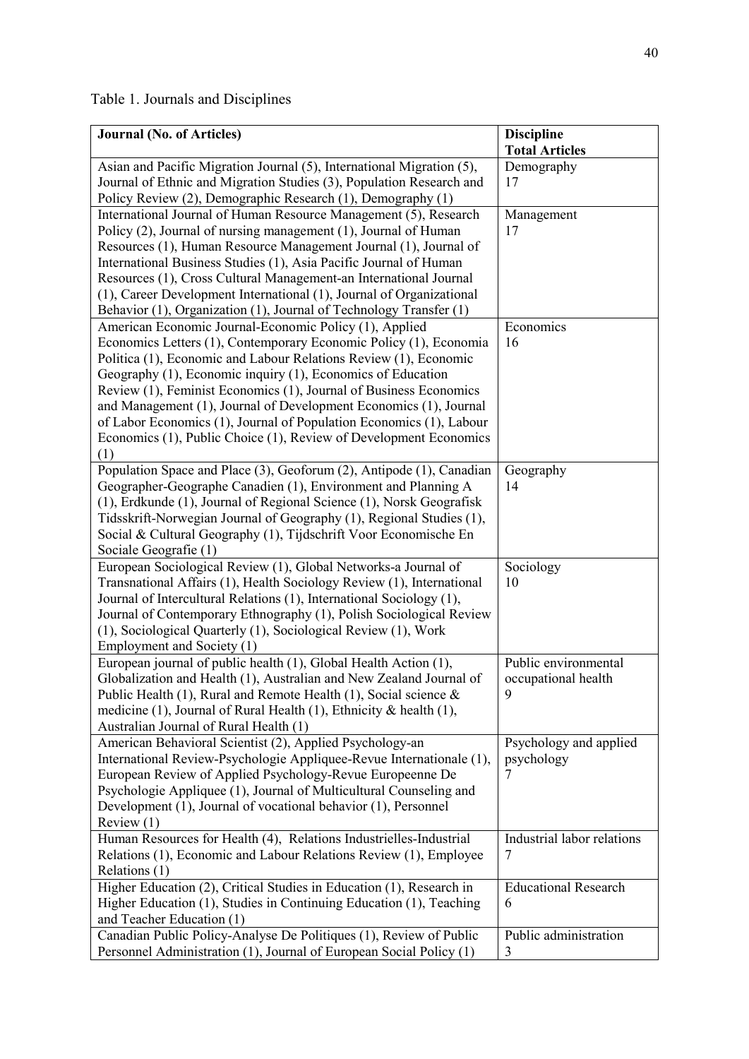Table 1. Journals and Disciplines

| Journal (No. of Articles) | Discipline Total Articles |
|---|---|
| Asian and Pacific Migration Journal (5), International Migration (5), Journal of Ethnic and Migration Studies (3), Population Research and Policy Review (2), Demographic Research (1), Demography (1) | Demography 17 |
| International Journal of Human Resource Management (5), Research Policy (2), Journal of nursing management (1), Journal of Human Resources (1), Human Resource Management Journal (1), Journal of International Business Studies (1), Asia Pacific Journal of Human Resources (1), Cross Cultural Management-an International Journal (1), Career Development International (1), Journal of Organizational Behavior (1), Organization (1), Journal of Technology Transfer (1) | Management 17 |
| American Economic Journal-Economic Policy (1), Applied Economics Letters (1), Contemporary Economic Policy (1), Economia Politica (1), Economic and Labour Relations Review (1), Economic Geography (1), Economic inquiry (1), Economics of Education Review (1), Feminist Economics (1), Journal of Business Economics and Management (1), Journal of Development Economics (1), Journal of Labor Economics (1), Journal of Population Economics (1), Labour Economics (1), Public Choice (1), Review of Development Economics (1) | Economics 16 |
| Population Space and Place (3), Geoforum (2), Antipode (1), Canadian Geographer-Geographe Canadien (1), Environment and Planning A (1), Erdkunde (1), Journal of Regional Science (1), Norsk Geografisk Tidsskrift-Norwegian Journal of Geography (1), Regional Studies (1), Social & Cultural Geography (1), Tijdschrift Voor Economische En Sociale Geografie (1) | Geography 14 |
| European Sociological Review (1), Global Networks-a Journal of Transnational Affairs (1), Health Sociology Review (1), International Journal of Intercultural Relations (1), International Sociology (1), Journal of Contemporary Ethnography (1), Polish Sociological Review (1), Sociological Quarterly (1), Sociological Review (1), Work Employment and Society (1) | Sociology 10 |
| European journal of public health (1), Global Health Action (1), Globalization and Health (1), Australian and New Zealand Journal of Public Health (1), Rural and Remote Health (1), Social science & medicine (1), Journal of Rural Health (1), Ethnicity & health (1), Australian Journal of Rural Health (1) | Public environmental occupational health 9 |
| American Behavioral Scientist (2), Applied Psychology-an International Review-Psychologie Appliquee-Revue Internationale (1), European Review of Applied Psychology-Revue Europeenne De Psychologie Appliquee (1), Journal of Multicultural Counseling and Development (1), Journal of vocational behavior (1), Personnel Review (1) | Psychology and applied psychology 7 |
| Human Resources for Health (4), Relations Industrielles-Industrial Relations (1), Economic and Labour Relations Review (1), Employee Relations (1) | Industrial labor relations 7 |
| Higher Education (2), Critical Studies in Education (1), Research in Higher Education (1), Studies in Continuing Education (1), Teaching and Teacher Education (1) | Educational Research 6 |
| Canadian Public Policy-Analyse De Politiques (1), Review of Public Personnel Administration (1), Journal of European Social Policy (1) | Public administration 3 |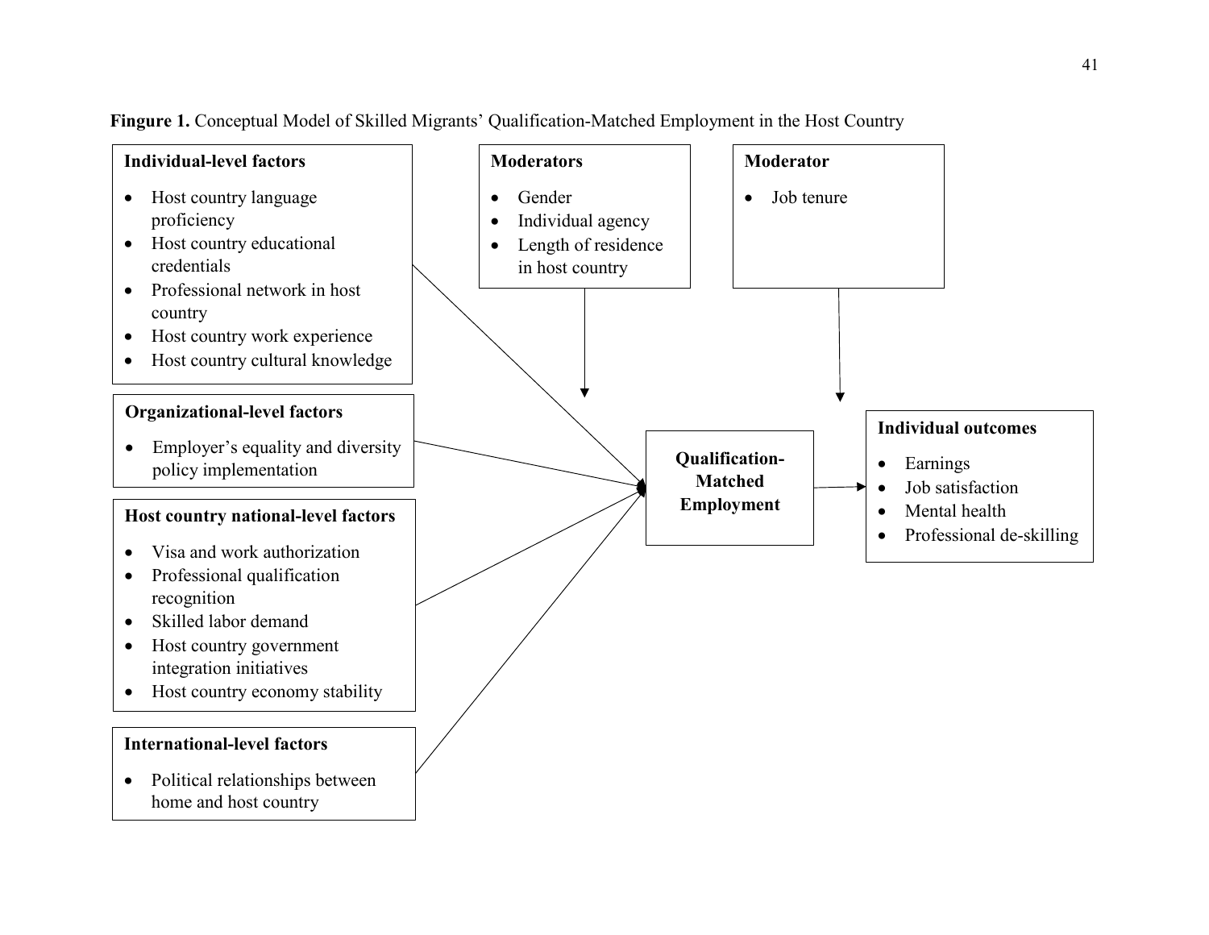**Fingure 1.** Conceptual Model of Skilled Migrants' Qualification-Matched Employment in the Host Country

**Individual-level factors**

- Host country language proficiency
- Host country educational credentials
- Professional network in host country
- Host country work experience
- Host country cultural knowledge

**Organizational-level factors**

- Employer's equality and diversity policy implementation

**Host country national-level factors**

- Visa and work authorization
- Professional qualification recognition
- Skilled labor demand
- Host country government integration initiatives
- Host country economy stability

**International-level factors**

- Political relationships between home and host country

**Moderators**

- Gender
- Individual agency
- Length of residence in host country

**Moderator**

- Job tenure

**Qualification-Matched Employment**

**Individual outcomes**

- Earnings
- Job satisfaction
- Mental health
- Professional de-skilling